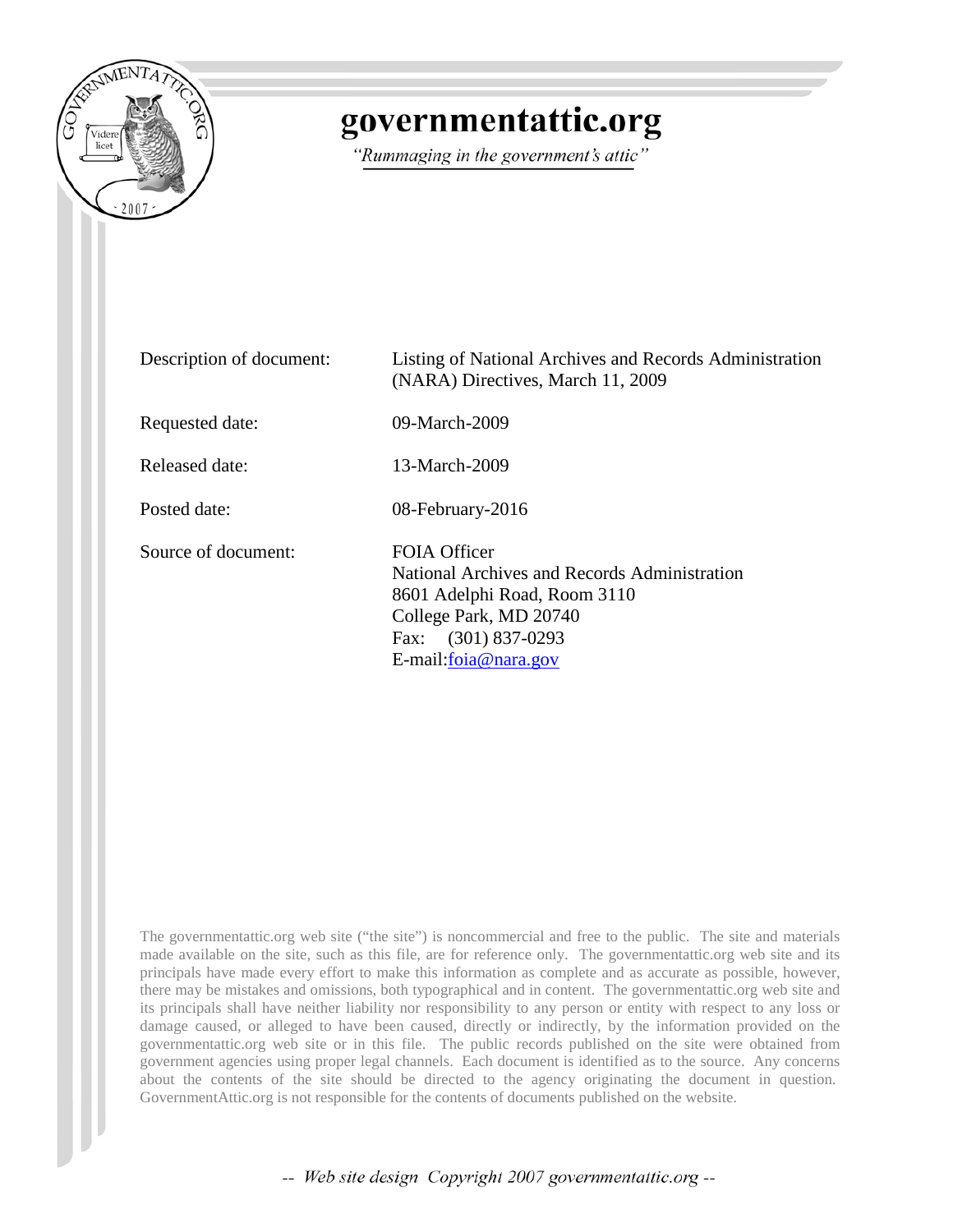# governmentattic.org

*"Rummaging in the government's attic"*

| | |
|---|---|
| Description of document: | Listing of National Archives and Records Administration (NARA) Directives, March 11, 2009 |
| Requested date: | 09-March-2009 |
| Released date: | 13-March-2009 |
| Posted date: | 08-February-2016 |
| Source of document: | FOIA Officer<br>National Archives and Records Administration<br>8601 Adelphi Road, Room 3110<br>College Park, MD 20740<br>Fax: (301) 837-0293<br>E-mail: foia@nara.gov |

The governmentattic.org web site ("the site") is noncommercial and free to the public. The site and materials made available on the site, such as this file, are for reference only. The governmentattic.org web site and its principals have made every effort to make this information as complete and as accurate as possible, however, there may be mistakes and omissions, both typographical and in content. The governmentattic.org web site and its principals shall have neither liability nor responsibility to any person or entity with respect to any loss or damage caused, or alleged to have been caused, directly or indirectly, by the information provided on the governmentattic.org web site or in this file. The public records published on the site were obtained from government agencies using proper legal channels. Each document is identified as to the source. Any concerns about the contents of the site should be directed to the agency originating the document in question. GovernmentAttic.org is not responsible for the contents of documents published on the website.

-- Web site design Copyright 2007 governmentattic.org --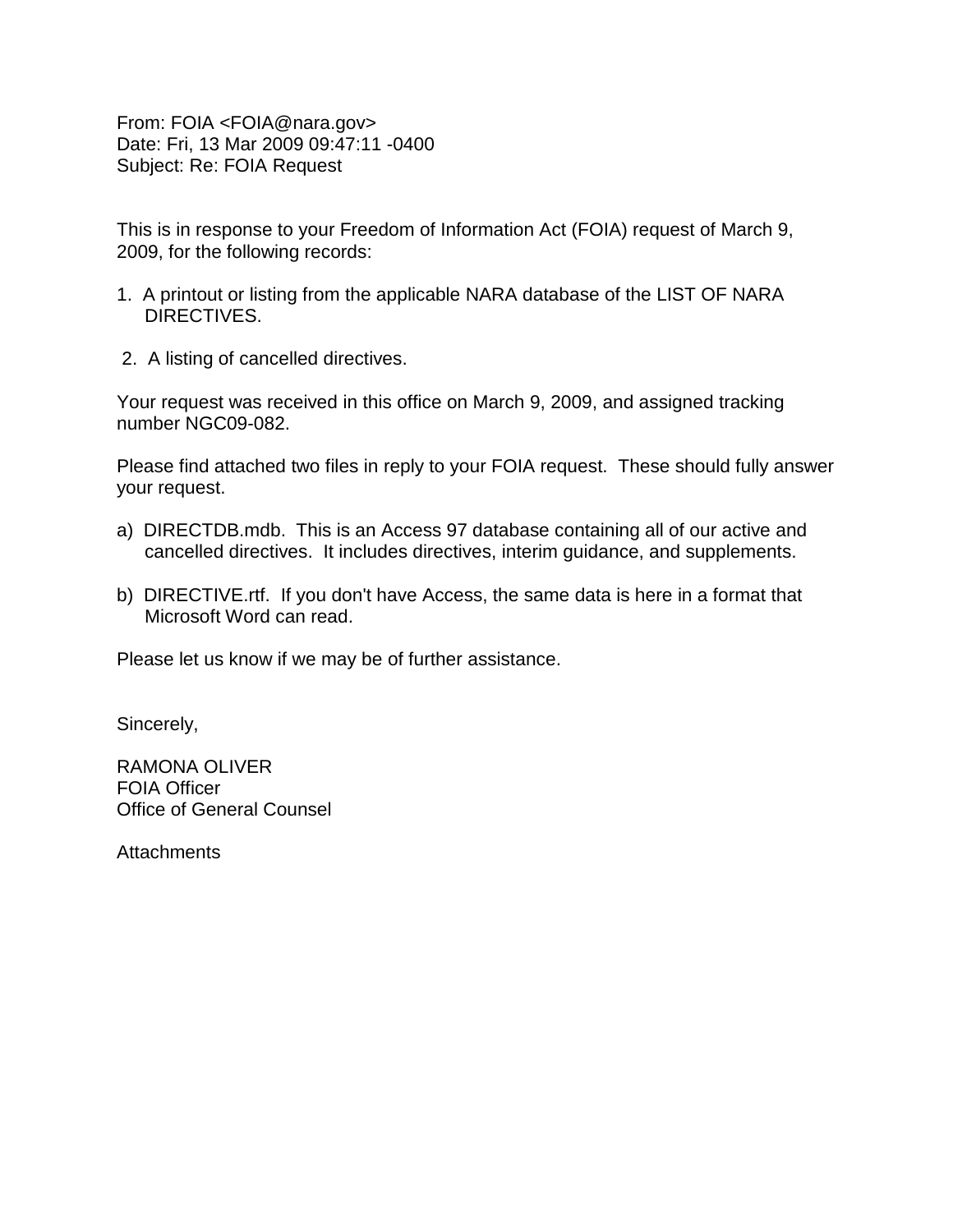From: FOIA <FOIA@nara.gov>
Date: Fri, 13 Mar 2009 09:47:11 -0400
Subject: Re: FOIA Request

This is in response to your Freedom of Information Act (FOIA) request of March 9, 2009, for the following records:

1. A printout or listing from the applicable NARA database of the LIST OF NARA DIRECTIVES.

2. A listing of cancelled directives.

Your request was received in this office on March 9, 2009, and assigned tracking number NGC09-082.

Please find attached two files in reply to your FOIA request. These should fully answer your request.

a) DIRECTDB.mdb. This is an Access 97 database containing all of our active and cancelled directives. It includes directives, interim guidance, and supplements.

b) DIRECTIVE.rtf. If you don't have Access, the same data is here in a format that Microsoft Word can read.

Please let us know if we may be of further assistance.

Sincerely,

RAMONA OLIVER
FOIA Officer
Office of General Counsel

Attachments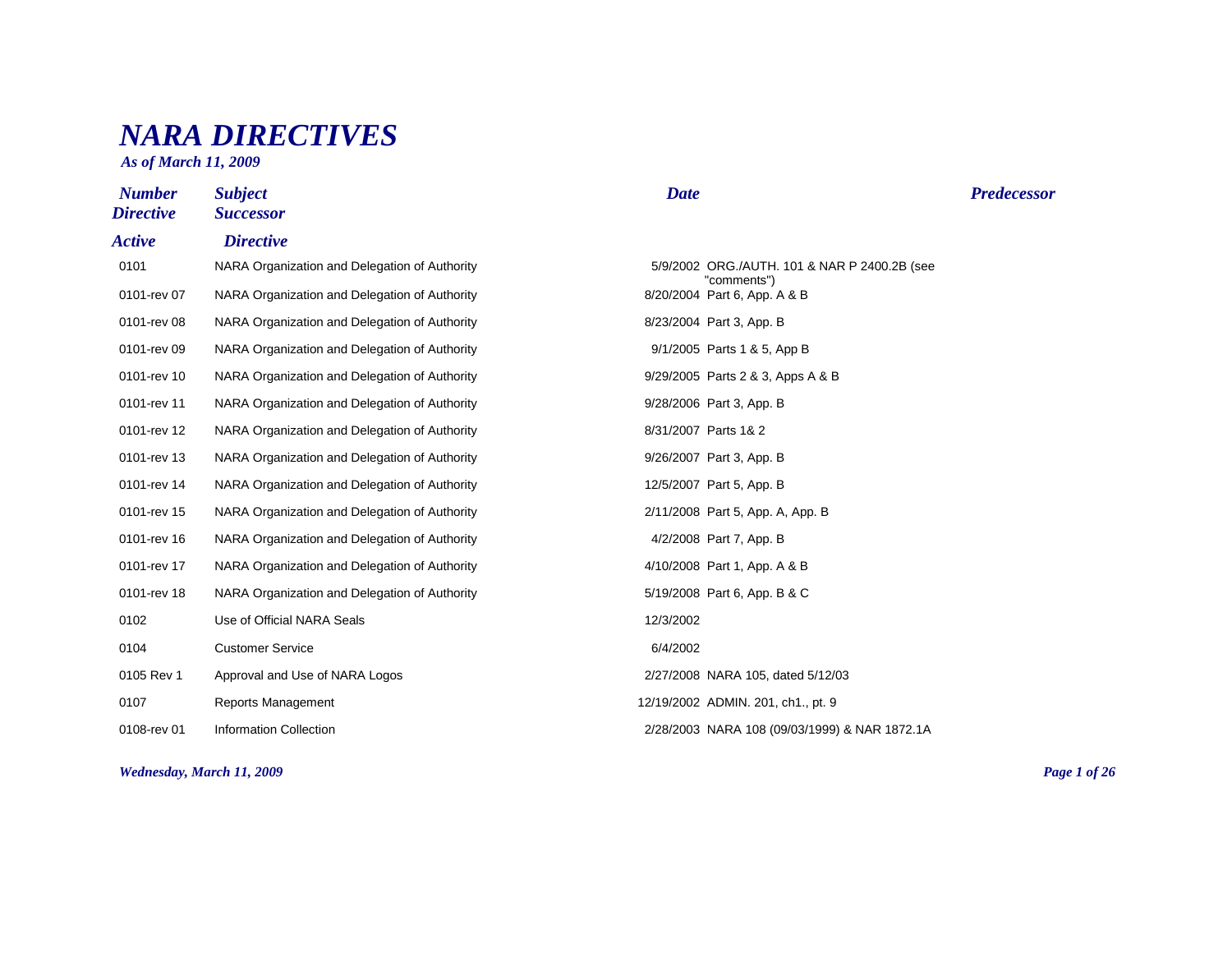# NARA DIRECTIVES

*As of March 11, 2009*

| Number Directive | Subject Successor | Date | Predecessor |
|---|---|---|---|
| ***Active*** | ***Directive*** | | |
| 0101 | NARA Organization and Delegation of Authority | 5/9/2002 | ORG./AUTH. 101 & NAR P 2400.2B (see "comments") |
| 0101-rev 07 | NARA Organization and Delegation of Authority | 8/20/2004 | Part 6, App. A & B |
| 0101-rev 08 | NARA Organization and Delegation of Authority | 8/23/2004 | Part 3, App. B |
| 0101-rev 09 | NARA Organization and Delegation of Authority | 9/1/2005 | Parts 1 & 5, App B |
| 0101-rev 10 | NARA Organization and Delegation of Authority | 9/29/2005 | Parts 2 & 3, Apps A & B |
| 0101-rev 11 | NARA Organization and Delegation of Authority | 9/28/2006 | Part 3, App. B |
| 0101-rev 12 | NARA Organization and Delegation of Authority | 8/31/2007 | Parts 1& 2 |
| 0101-rev 13 | NARA Organization and Delegation of Authority | 9/26/2007 | Part 3, App. B |
| 0101-rev 14 | NARA Organization and Delegation of Authority | 12/5/2007 | Part 5, App. B |
| 0101-rev 15 | NARA Organization and Delegation of Authority | 2/11/2008 | Part 5, App. A, App. B |
| 0101-rev 16 | NARA Organization and Delegation of Authority | 4/2/2008 | Part 7, App. B |
| 0101-rev 17 | NARA Organization and Delegation of Authority | 4/10/2008 | Part 1, App. A & B |
| 0101-rev 18 | NARA Organization and Delegation of Authority | 5/19/2008 | Part 6, App. B & C |
| 0102 | Use of Official NARA Seals | 12/3/2002 | |
| 0104 | Customer Service | 6/4/2002 | |
| 0105 Rev 1 | Approval and Use of NARA Logos | 2/27/2008 | NARA 105, dated 5/12/03 |
| 0107 | Reports Management | 12/19/2002 | ADMIN. 201, ch1., pt. 9 |
| 0108-rev 01 | Information Collection | 2/28/2003 | NARA 108 (09/03/1999) & NAR 1872.1A |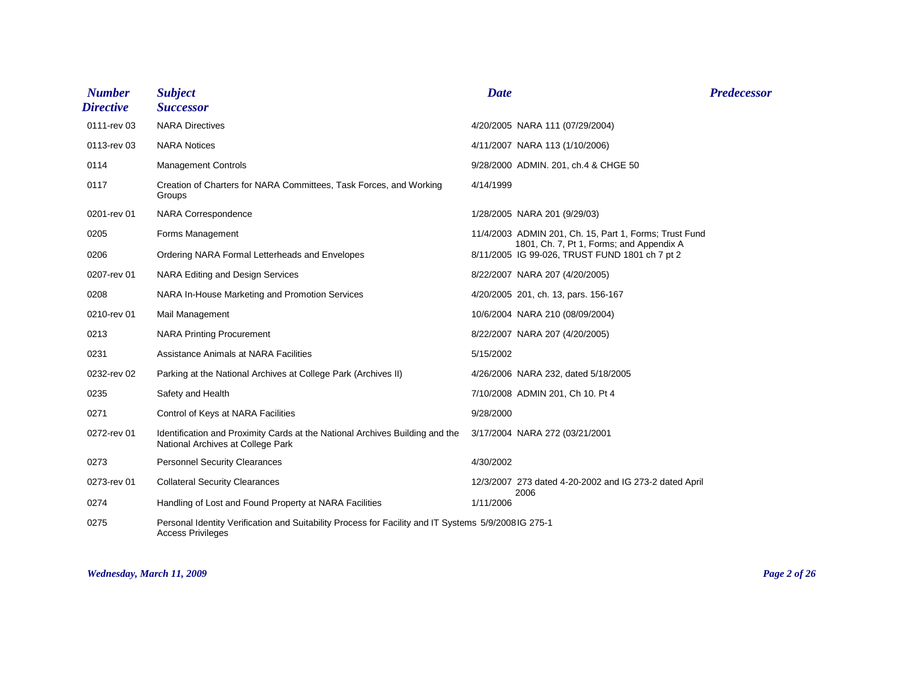| Number Directive | Subject Successor | Date | Predecessor |
|---|---|---|---|
| 0111-rev 03 | NARA Directives | 4/20/2005 | NARA 111 (07/29/2004) |
| 0113-rev 03 | NARA Notices | 4/11/2007 | NARA 113 (1/10/2006) |
| 0114 | Management Controls | 9/28/2000 | ADMIN. 201, ch.4 & CHGE 50 |
| 0117 | Creation of Charters for NARA Committees, Task Forces, and Working Groups | 4/14/1999 | |
| 0201-rev 01 | NARA Correspondence | 1/28/2005 | NARA 201 (9/29/03) |
| 0205 | Forms Management | 11/4/2003 | ADMIN 201, Ch. 15, Part 1, Forms; Trust Fund 1801, Ch. 7, Pt 1, Forms; and Appendix A |
| 0206 | Ordering NARA Formal Letterheads and Envelopes | 8/11/2005 | IG 99-026, TRUST FUND 1801 ch 7 pt 2 |
| 0207-rev 01 | NARA Editing and Design Services | 8/22/2007 | NARA 207 (4/20/2005) |
| 0208 | NARA In-House Marketing and Promotion Services | 4/20/2005 | 201, ch. 13, pars. 156-167 |
| 0210-rev 01 | Mail Management | 10/6/2004 | NARA 210 (08/09/2004) |
| 0213 | NARA Printing Procurement | 8/22/2007 | NARA 207 (4/20/2005) |
| 0231 | Assistance Animals at NARA Facilities | 5/15/2002 | |
| 0232-rev 02 | Parking at the National Archives at College Park (Archives II) | 4/26/2006 | NARA 232, dated 5/18/2005 |
| 0235 | Safety and Health | 7/10/2008 | ADMIN 201, Ch 10. Pt 4 |
| 0271 | Control of Keys at NARA Facilities | 9/28/2000 | |
| 0272-rev 01 | Identification and Proximity Cards at the National Archives Building and the National Archives at College Park | 3/17/2004 | NARA 272 (03/21/2001 |
| 0273 | Personnel Security Clearances | 4/30/2002 | |
| 0273-rev 01 | Collateral Security Clearances | 12/3/2007 | 273 dated 4-20-2002 and IG 273-2 dated April 2006 |
| 0274 | Handling of Lost and Found Property at NARA Facilities | 1/11/2006 | |
| 0275 | Personal Identity Verification and Suitability Process for Facility and IT Systems Access Privileges | 5/9/2008 | IG 275-1 |

*Wednesday, March 11, 2009*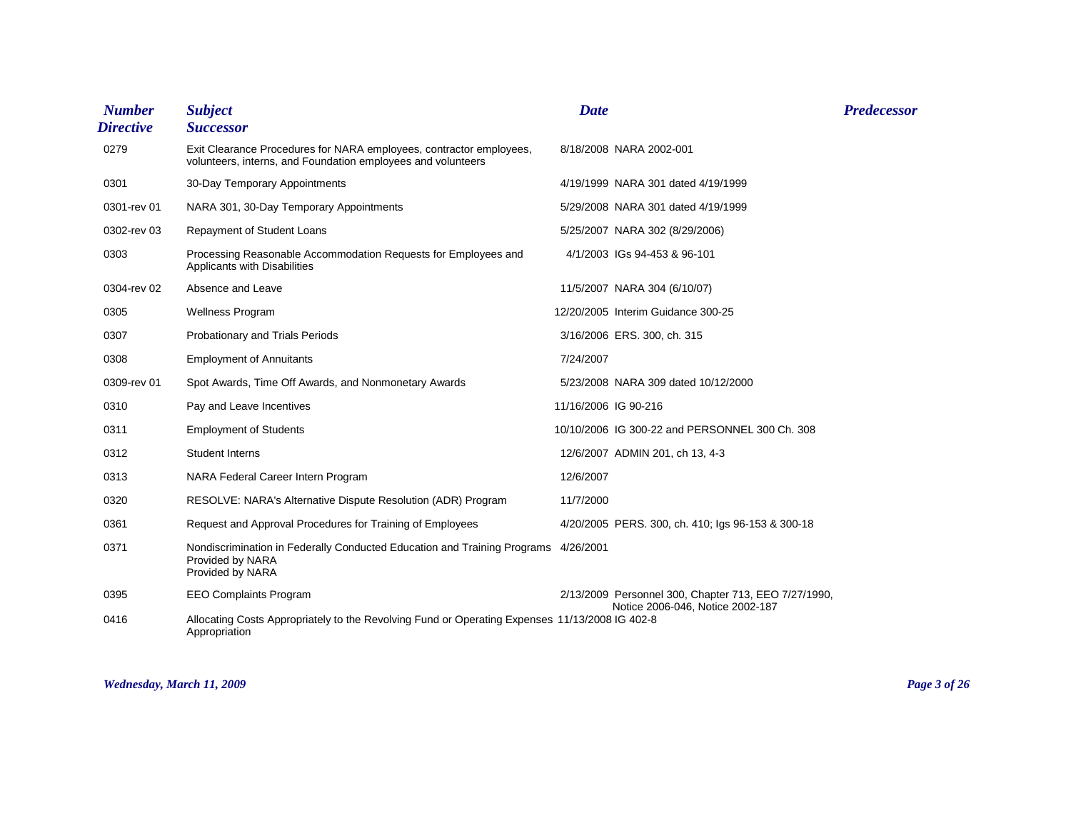| Number Directive | Subject Successor | Date | Predecessor |
|---|---|---|---|
| 0279 | Exit Clearance Procedures for NARA employees, contractor employees, volunteers, interns, and Foundation employees and volunteers | 8/18/2008 | NARA 2002-001 |
| 0301 | 30-Day Temporary Appointments | 4/19/1999 | NARA 301 dated 4/19/1999 |
| 0301-rev 01 | NARA 301, 30-Day Temporary Appointments | 5/29/2008 | NARA 301 dated 4/19/1999 |
| 0302-rev 03 | Repayment of Student Loans | 5/25/2007 | NARA 302 (8/29/2006) |
| 0303 | Processing Reasonable Accommodation Requests for Employees and Applicants with Disabilities | 4/1/2003 | IGs 94-453 & 96-101 |
| 0304-rev 02 | Absence and Leave | 11/5/2007 | NARA 304 (6/10/07) |
| 0305 | Wellness Program | 12/20/2005 | Interim Guidance 300-25 |
| 0307 | Probationary and Trials Periods | 3/16/2006 | ERS. 300, ch. 315 |
| 0308 | Employment of Annuitants | 7/24/2007 | |
| 0309-rev 01 | Spot Awards, Time Off Awards, and Nonmonetary Awards | 5/23/2008 | NARA 309 dated 10/12/2000 |
| 0310 | Pay and Leave Incentives | 11/16/2006 | IG 90-216 |
| 0311 | Employment of Students | 10/10/2006 | IG 300-22 and PERSONNEL 300 Ch. 308 |
| 0312 | Student Interns | 12/6/2007 | ADMIN 201, ch 13, 4-3 |
| 0313 | NARA Federal Career Intern Program | 12/6/2007 | |
| 0320 | RESOLVE: NARA's Alternative Dispute Resolution (ADR) Program | 11/7/2000 | |
| 0361 | Request and Approval Procedures for Training of Employees | 4/20/2005 | PERS. 300, ch. 410; Igs 96-153 & 300-18 |
| 0371 | Nondiscrimination in Federally Conducted Education and Training Programs Provided by NARA Provided by NARA | 4/26/2001 | |
| 0395 | EEO Complaints Program | 2/13/2009 | Personnel 300, Chapter 713, EEO 7/27/1990, Notice 2006-046, Notice 2002-187 |
| 0416 | Allocating Costs Appropriately to the Revolving Fund or Operating Expenses Appropriation | 11/13/2008 | IG 402-8 |

*Wednesday, March 11, 2009*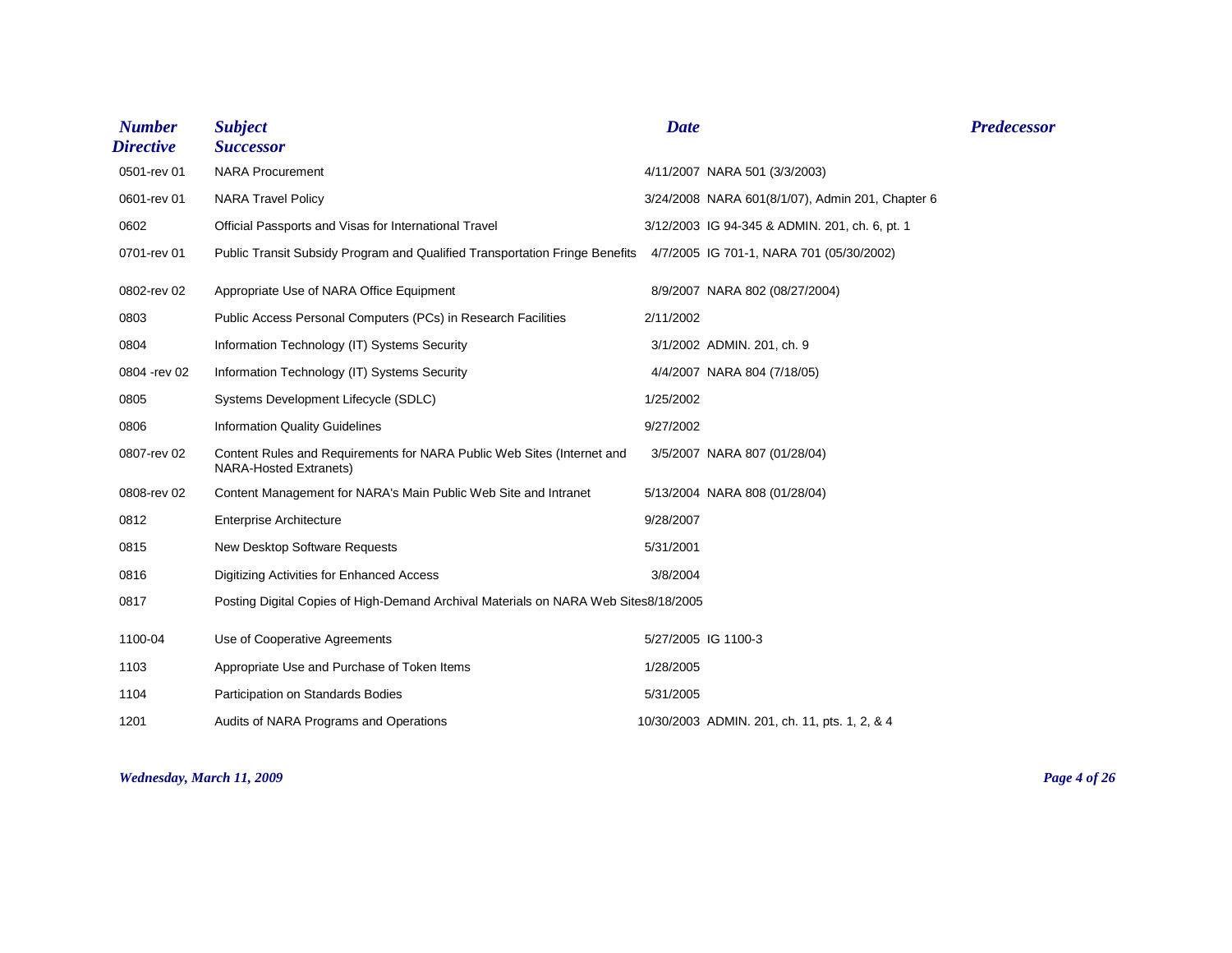| Number Directive | Subject Successor | Date | Predecessor |
|---|---|---|---|
| 0501-rev 01 | NARA Procurement | 4/11/2007 | NARA 501 (3/3/2003) |
| 0601-rev 01 | NARA Travel Policy | 3/24/2008 | NARA 601(8/1/07), Admin 201, Chapter 6 |
| 0602 | Official Passports and Visas for International Travel | 3/12/2003 | IG 94-345 & ADMIN. 201, ch. 6, pt. 1 |
| 0701-rev 01 | Public Transit Subsidy Program and Qualified Transportation Fringe Benefits | 4/7/2005 | IG 701-1, NARA 701 (05/30/2002) |
| 0802-rev 02 | Appropriate Use of NARA Office Equipment | 8/9/2007 | NARA 802 (08/27/2004) |
| 0803 | Public Access Personal Computers (PCs) in Research Facilities | 2/11/2002 | |
| 0804 | Information Technology (IT) Systems Security | 3/1/2002 | ADMIN. 201, ch. 9 |
| 0804 -rev 02 | Information Technology (IT) Systems Security | 4/4/2007 | NARA 804 (7/18/05) |
| 0805 | Systems Development Lifecycle (SDLC) | 1/25/2002 | |
| 0806 | Information Quality Guidelines | 9/27/2002 | |
| 0807-rev 02 | Content Rules and Requirements for NARA Public Web Sites (Internet and NARA-Hosted Extranets) | 3/5/2007 | NARA 807 (01/28/04) |
| 0808-rev 02 | Content Management for NARA's Main Public Web Site and Intranet | 5/13/2004 | NARA 808 (01/28/04) |
| 0812 | Enterprise Architecture | 9/28/2007 | |
| 0815 | New Desktop Software Requests | 5/31/2001 | |
| 0816 | Digitizing Activities for Enhanced Access | 3/8/2004 | |
| 0817 | Posting Digital Copies of High-Demand Archival Materials on NARA Web Sites | 8/18/2005 | |
| 1100-04 | Use of Cooperative Agreements | 5/27/2005 | IG 1100-3 |
| 1103 | Appropriate Use and Purchase of Token Items | 1/28/2005 | |
| 1104 | Participation on Standards Bodies | 5/31/2005 | |
| 1201 | Audits of NARA Programs and Operations | 10/30/2003 | ADMIN. 201, ch. 11, pts. 1, 2, & 4 |

*Wednesday, March 11, 2009*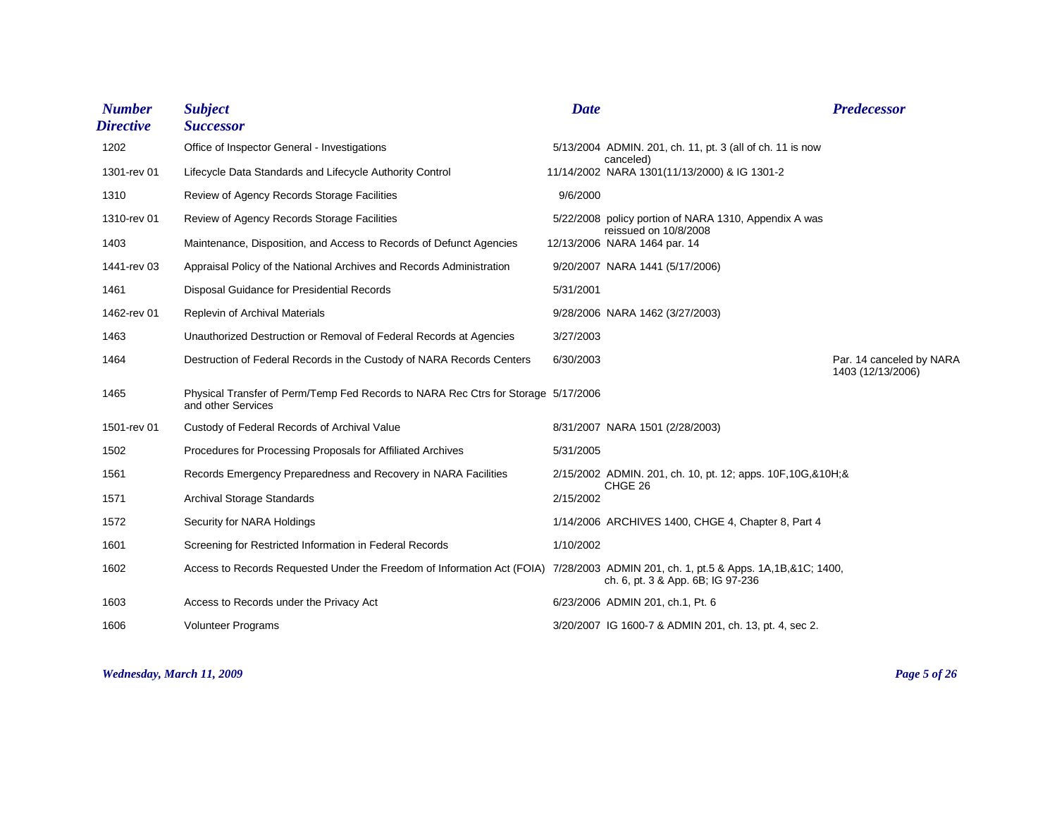| Number Directive | Subject Successor | Date | | Predecessor |
|---|---|---|---|---|
| 1202 | Office of Inspector General - Investigations | 5/13/2004 | ADMIN. 201, ch. 11, pt. 3 (all of ch. 11 is now canceled) | |
| 1301-rev 01 | Lifecycle Data Standards and Lifecycle Authority Control | 11/14/2002 | NARA 1301(11/13/2000) & IG 1301-2 | |
| 1310 | Review of Agency Records Storage Facilities | 9/6/2000 | | |
| 1310-rev 01 | Review of Agency Records Storage Facilities | 5/22/2008 | policy portion of NARA 1310, Appendix A was reissued on 10/8/2008 | |
| 1403 | Maintenance, Disposition, and Access to Records of Defunct Agencies | 12/13/2006 | NARA 1464 par. 14 | |
| 1441-rev 03 | Appraisal Policy of the National Archives and Records Administration | 9/20/2007 | NARA 1441 (5/17/2006) | |
| 1461 | Disposal Guidance for Presidential Records | 5/31/2001 | | |
| 1462-rev 01 | Replevin of Archival Materials | 9/28/2006 | NARA 1462 (3/27/2003) | |
| 1463 | Unauthorized Destruction or Removal of Federal Records at Agencies | 3/27/2003 | | |
| 1464 | Destruction of Federal Records in the Custody of NARA Records Centers | 6/30/2003 | | Par. 14 canceled by NARA 1403 (12/13/2006) |
| 1465 | Physical Transfer of Perm/Temp Fed Records to NARA Rec Ctrs for Storage and other Services | 5/17/2006 | | |
| 1501-rev 01 | Custody of Federal Records of Archival Value | 8/31/2007 | NARA 1501 (2/28/2003) | |
| 1502 | Procedures for Processing Proposals for Affiliated Archives | 5/31/2005 | | |
| 1561 | Records Emergency Preparedness and Recovery in NARA Facilities | 2/15/2002 | ADMIN. 201, ch. 10, pt. 12; apps. 10F,10G,&10H;& CHGE 26 | |
| 1571 | Archival Storage Standards | 2/15/2002 | | |
| 1572 | Security for NARA Holdings | 1/14/2006 | ARCHIVES 1400, CHGE 4, Chapter 8, Part 4 | |
| 1601 | Screening for Restricted Information in Federal Records | 1/10/2002 | | |
| 1602 | Access to Records Requested Under the Freedom of Information Act (FOIA) | 7/28/2003 | ADMIN 201, ch. 1, pt.5 & Apps. 1A,1B,&1C; 1400, ch. 6, pt. 3 & App. 6B; IG 97-236 | |
| 1603 | Access to Records under the Privacy Act | 6/23/2006 | ADMIN 201, ch.1, Pt. 6 | |
| 1606 | Volunteer Programs | 3/20/2007 | IG 1600-7 & ADMIN 201, ch. 13, pt. 4, sec 2. | |

*Wednesday, March 11, 2009*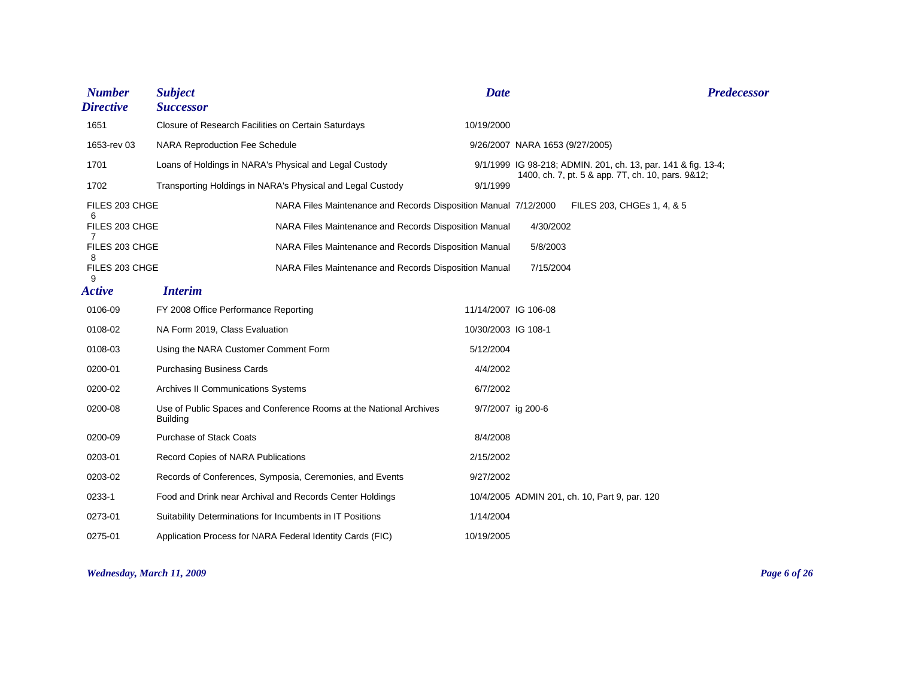| Number / Directive | Subject / Successor | Date | Predecessor |
|---|---|---|---|
| 1651 | Closure of Research Facilities on Certain Saturdays | 10/19/2000 | |
| 1653-rev 03 | NARA Reproduction Fee Schedule | 9/26/2007 | NARA 1653 (9/27/2005) |
| 1701 | Loans of Holdings in NARA's Physical and Legal Custody | 9/1/1999 | IG 98-218; ADMIN. 201, ch. 13, par. 141 & fig. 13-4; 1400, ch. 7, pt. 5 & app. 7T, ch. 10, pars. 9&12; |
| 1702 | Transporting Holdings in NARA's Physical and Legal Custody | 9/1/1999 | |
| FILES 203 CHGE 6 | NARA Files Maintenance and Records Disposition Manual | 7/12/2000 | FILES 203, CHGEs 1, 4, & 5 |
| FILES 203 CHGE 7 | NARA Files Maintenance and Records Disposition Manual | 4/30/2002 | |
| FILES 203 CHGE 8 | NARA Files Maintenance and Records Disposition Manual | 5/8/2003 | |
| FILES 203 CHGE 9 | NARA Files Maintenance and Records Disposition Manual | 7/15/2004 | |

## *Active* *Interim*

| Number | Subject | Date | Predecessor |
|---|---|---|---|
| 0106-09 | FY 2008 Office Performance Reporting | 11/14/2007 | IG 106-08 |
| 0108-02 | NA Form 2019, Class Evaluation | 10/30/2003 | IG 108-1 |
| 0108-03 | Using the NARA Customer Comment Form | 5/12/2004 | |
| 0200-01 | Purchasing Business Cards | 4/4/2002 | |
| 0200-02 | Archives II Communications Systems | 6/7/2002 | |
| 0200-08 | Use of Public Spaces and Conference Rooms at the National Archives Building | 9/7/2007 | ig 200-6 |
| 0200-09 | Purchase of Stack Coats | 8/4/2008 | |
| 0203-01 | Record Copies of NARA Publications | 2/15/2002 | |
| 0203-02 | Records of Conferences, Symposia, Ceremonies, and Events | 9/27/2002 | |
| 0233-1 | Food and Drink near Archival and Records Center Holdings | 10/4/2005 | ADMIN 201, ch. 10, Part 9, par. 120 |
| 0273-01 | Suitability Determinations for Incumbents in IT Positions | 1/14/2004 | |
| 0275-01 | Application Process for NARA Federal Identity Cards (FIC) | 10/19/2005 | |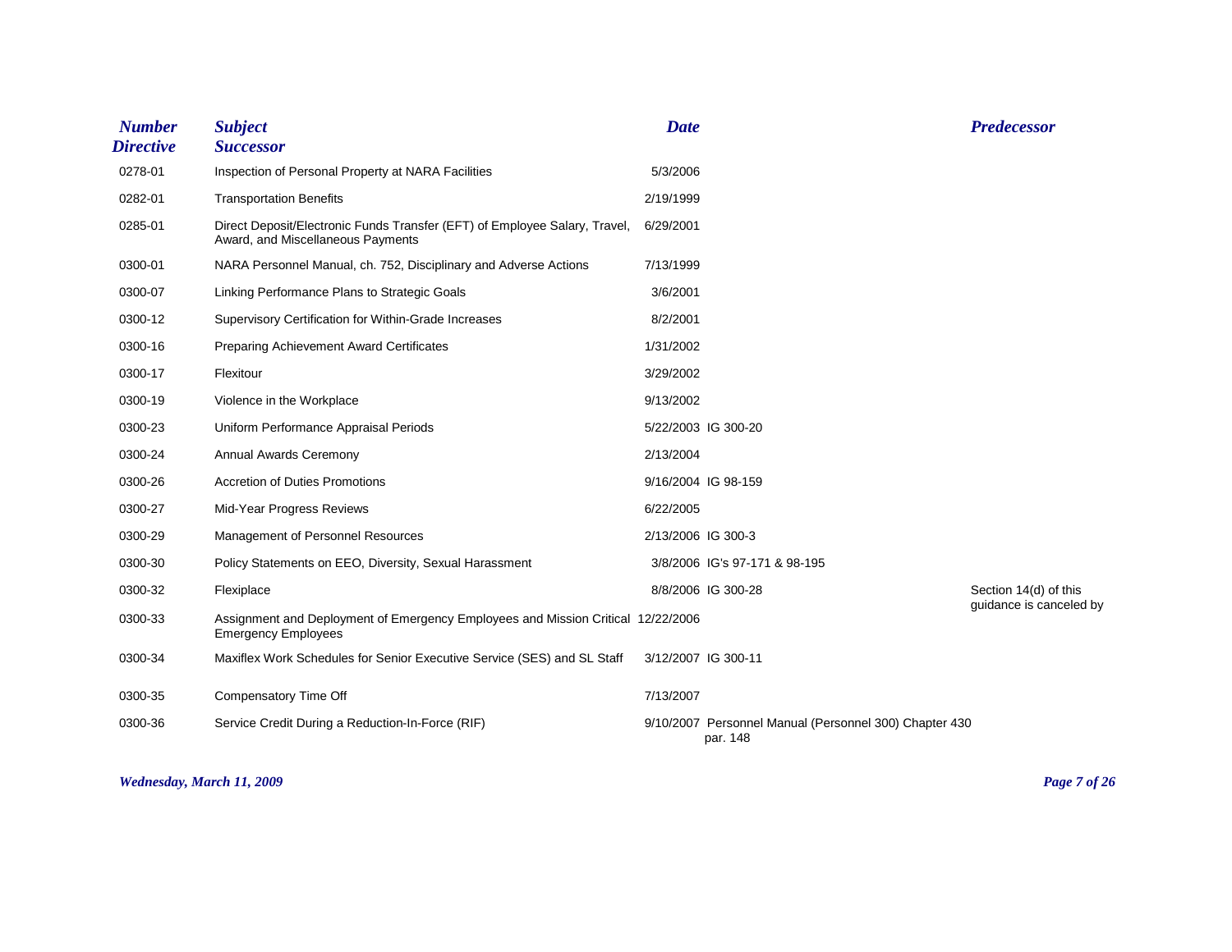| Number Directive | Subject Successor | Date | | Predecessor |
|---|---|---|---|---|
| 0278-01 | Inspection of Personal Property at NARA Facilities | 5/3/2006 | | |
| 0282-01 | Transportation Benefits | 2/19/1999 | | |
| 0285-01 | Direct Deposit/Electronic Funds Transfer (EFT) of Employee Salary, Travel, Award, and Miscellaneous Payments | 6/29/2001 | | |
| 0300-01 | NARA Personnel Manual, ch. 752, Disciplinary and Adverse Actions | 7/13/1999 | | |
| 0300-07 | Linking Performance Plans to Strategic Goals | 3/6/2001 | | |
| 0300-12 | Supervisory Certification for Within-Grade Increases | 8/2/2001 | | |
| 0300-16 | Preparing Achievement Award Certificates | 1/31/2002 | | |
| 0300-17 | Flexitour | 3/29/2002 | | |
| 0300-19 | Violence in the Workplace | 9/13/2002 | | |
| 0300-23 | Uniform Performance Appraisal Periods | 5/22/2003 | IG 300-20 | |
| 0300-24 | Annual Awards Ceremony | 2/13/2004 | | |
| 0300-26 | Accretion of Duties Promotions | 9/16/2004 | IG 98-159 | |
| 0300-27 | Mid-Year Progress Reviews | 6/22/2005 | | |
| 0300-29 | Management of Personnel Resources | 2/13/2006 | IG 300-3 | |
| 0300-30 | Policy Statements on EEO, Diversity, Sexual Harassment | 3/8/2006 | IG's 97-171 & 98-195 | |
| 0300-32 | Flexiplace | 8/8/2006 | IG 300-28 | Section 14(d) of this guidance is canceled by |
| 0300-33 | Assignment and Deployment of Emergency Employees and Mission Critical Emergency Employees | 12/22/2006 | | |
| 0300-34 | Maxiflex Work Schedules for Senior Executive Service (SES) and SL Staff | 3/12/2007 | IG 300-11 | |
| 0300-35 | Compensatory Time Off | 7/13/2007 | | |
| 0300-36 | Service Credit During a Reduction-In-Force (RIF) | 9/10/2007 | Personnel Manual (Personnel 300) Chapter 430 par. 148 | |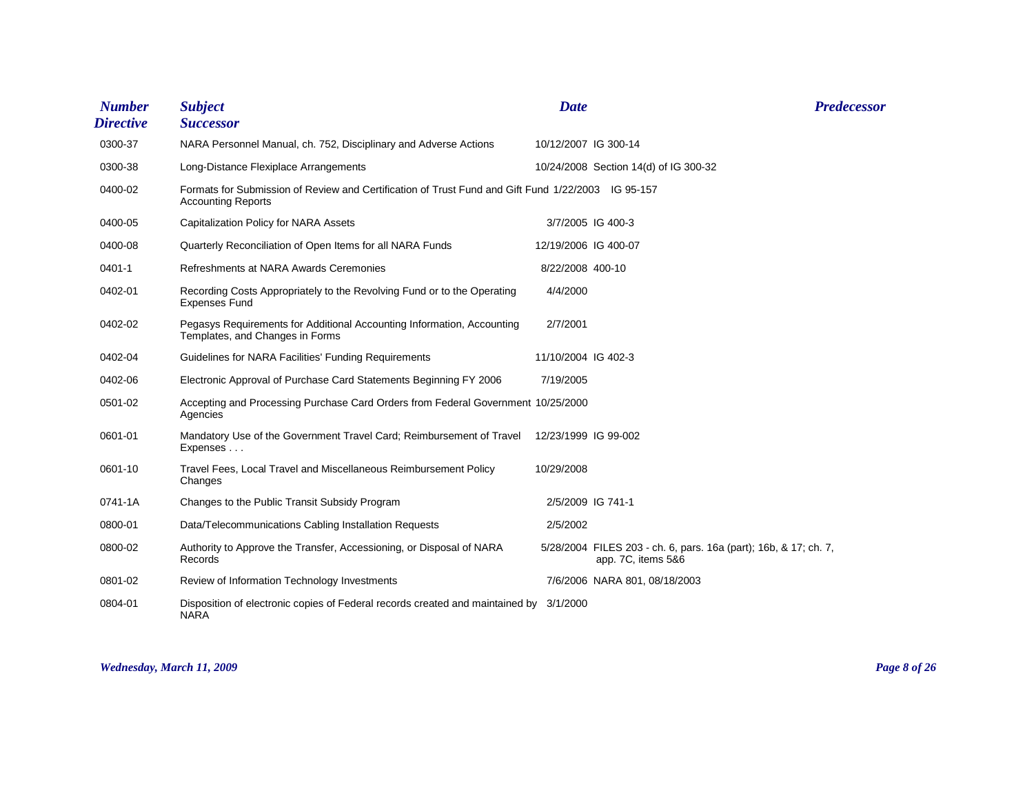| Number Directive | Subject Successor | Date | Predecessor |
|---|---|---|---|
| 0300-37 | NARA Personnel Manual, ch. 752, Disciplinary and Adverse Actions | 10/12/2007 | IG 300-14 |
| 0300-38 | Long-Distance Flexiplace Arrangements | 10/24/2008 | Section 14(d) of IG 300-32 |
| 0400-02 | Formats for Submission of Review and Certification of Trust Fund and Gift Fund Accounting Reports | 1/22/2003 | IG 95-157 |
| 0400-05 | Capitalization Policy for NARA Assets | 3/7/2005 | IG 400-3 |
| 0400-08 | Quarterly Reconciliation of Open Items for all NARA Funds | 12/19/2006 | IG 400-07 |
| 0401-1 | Refreshments at NARA Awards Ceremonies | 8/22/2008 | 400-10 |
| 0402-01 | Recording Costs Appropriately to the Revolving Fund or to the Operating Expenses Fund | 4/4/2000 | |
| 0402-02 | Pegasys Requirements for Additional Accounting Information, Accounting Templates, and Changes in Forms | 2/7/2001 | |
| 0402-04 | Guidelines for NARA Facilities' Funding Requirements | 11/10/2004 | IG 402-3 |
| 0402-06 | Electronic Approval of Purchase Card Statements Beginning FY 2006 | 7/19/2005 | |
| 0501-02 | Accepting and Processing Purchase Card Orders from Federal Government Agencies | 10/25/2000 | |
| 0601-01 | Mandatory Use of the Government Travel Card; Reimbursement of Travel Expenses . . . | 12/23/1999 | IG 99-002 |
| 0601-10 | Travel Fees, Local Travel and Miscellaneous Reimbursement Policy Changes | 10/29/2008 | |
| 0741-1A | Changes to the Public Transit Subsidy Program | 2/5/2009 | IG 741-1 |
| 0800-01 | Data/Telecommunications Cabling Installation Requests | 2/5/2002 | |
| 0800-02 | Authority to Approve the Transfer, Accessioning, or Disposal of NARA Records | 5/28/2004 | FILES 203 - ch. 6, pars. 16a (part); 16b, & 17; ch. 7, app. 7C, items 5&6 |
| 0801-02 | Review of Information Technology Investments | 7/6/2006 | NARA 801, 08/18/2003 |
| 0804-01 | Disposition of electronic copies of Federal records created and maintained by NARA | 3/1/2000 | |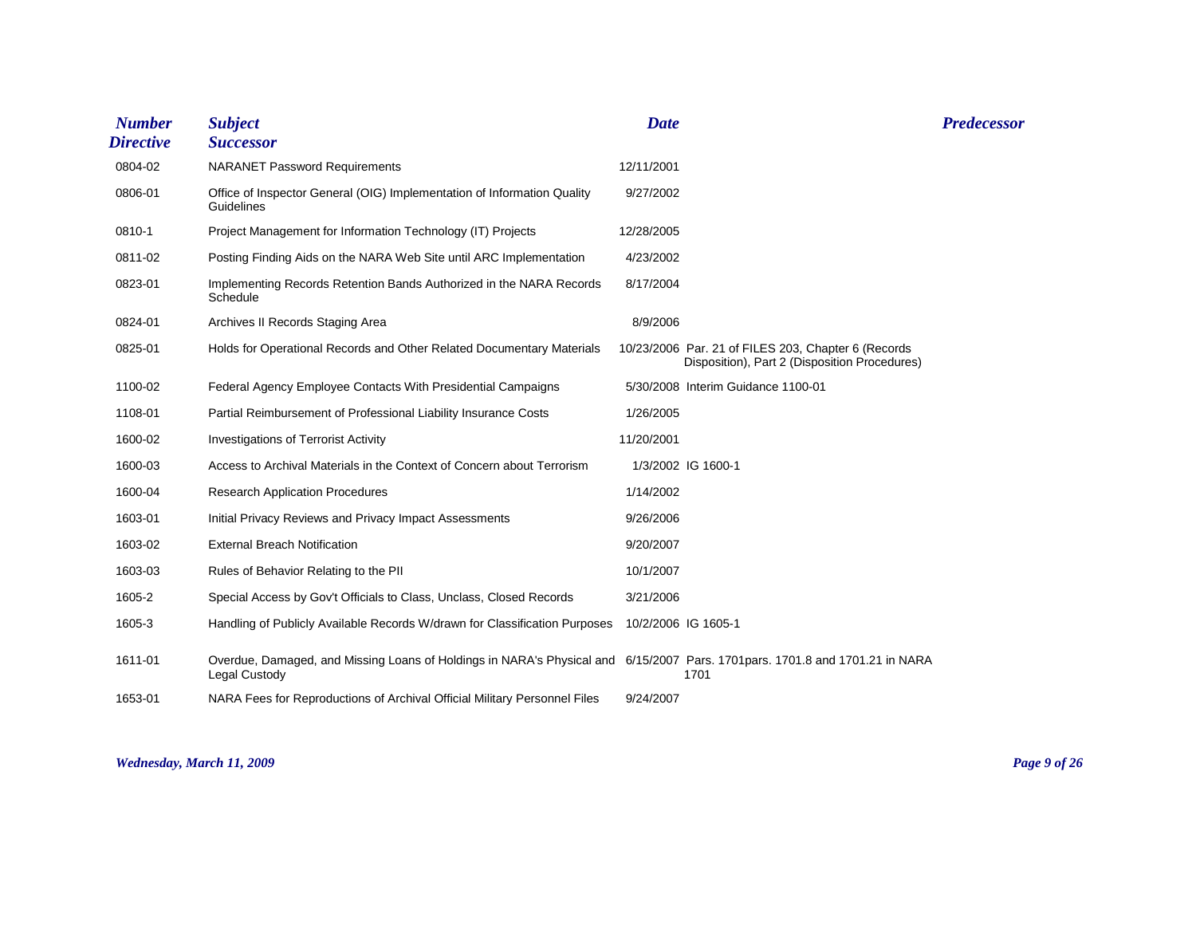| Number Directive | Subject Successor | Date | Predecessor |
|---|---|---|---|
| 0804-02 | NARANET Password Requirements | 12/11/2001 | |
| 0806-01 | Office of Inspector General (OIG) Implementation of Information Quality Guidelines | 9/27/2002 | |
| 0810-1 | Project Management for Information Technology (IT) Projects | 12/28/2005 | |
| 0811-02 | Posting Finding Aids on the NARA Web Site until ARC Implementation | 4/23/2002 | |
| 0823-01 | Implementing Records Retention Bands Authorized in the NARA Records Schedule | 8/17/2004 | |
| 0824-01 | Archives II Records Staging Area | 8/9/2006 | |
| 0825-01 | Holds for Operational Records and Other Related Documentary Materials | 10/23/2006 | Par. 21 of FILES 203, Chapter 6 (Records Disposition), Part 2 (Disposition Procedures) |
| 1100-02 | Federal Agency Employee Contacts With Presidential Campaigns | 5/30/2008 | Interim Guidance 1100-01 |
| 1108-01 | Partial Reimbursement of Professional Liability Insurance Costs | 1/26/2005 | |
| 1600-02 | Investigations of Terrorist Activity | 11/20/2001 | |
| 1600-03 | Access to Archival Materials in the Context of Concern about Terrorism | 1/3/2002 | IG 1600-1 |
| 1600-04 | Research Application Procedures | 1/14/2002 | |
| 1603-01 | Initial Privacy Reviews and Privacy Impact Assessments | 9/26/2006 | |
| 1603-02 | External Breach Notification | 9/20/2007 | |
| 1603-03 | Rules of Behavior Relating to the PII | 10/1/2007 | |
| 1605-2 | Special Access by Gov't Officials to Class, Unclass, Closed Records | 3/21/2006 | |
| 1605-3 | Handling of Publicly Available Records W/drawn for Classification Purposes | 10/2/2006 | IG 1605-1 |
| 1611-01 | Overdue, Damaged, and Missing Loans of Holdings in NARA's Physical and Legal Custody | 6/15/2007 | Pars. 1701pars. 1701.8 and 1701.21 in NARA 1701 |
| 1653-01 | NARA Fees for Reproductions of Archival Official Military Personnel Files | 9/24/2007 | |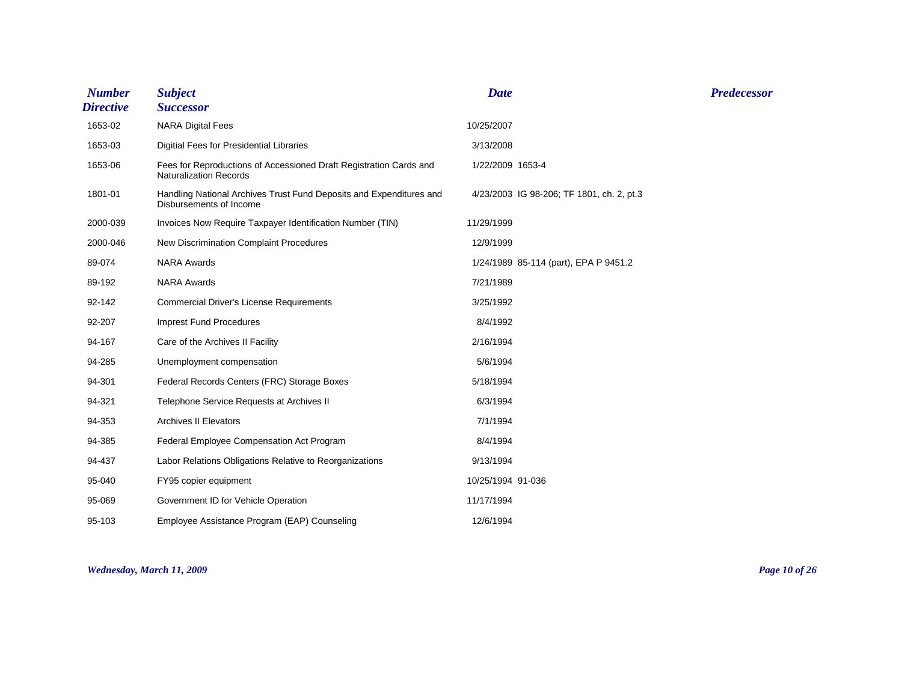| Number Directive | Subject Successor | Date | Predecessor |
|---|---|---|---|
| 1653-02 | NARA Digital Fees | 10/25/2007 | |
| 1653-03 | Digitial Fees for Presidential Libraries | 3/13/2008 | |
| 1653-06 | Fees for Reproductions of Accessioned Draft Registration Cards and Naturalization Records | 1/22/2009 | 1653-4 |
| 1801-01 | Handling National Archives Trust Fund Deposits and Expenditures and Disbursements of Income | 4/23/2003 | IG 98-206; TF 1801, ch. 2, pt.3 |
| 2000-039 | Invoices Now Require Taxpayer Identification Number (TIN) | 11/29/1999 | |
| 2000-046 | New Discrimination Complaint Procedures | 12/9/1999 | |
| 89-074 | NARA Awards | 1/24/1989 | 85-114 (part), EPA P 9451.2 |
| 89-192 | NARA Awards | 7/21/1989 | |
| 92-142 | Commercial Driver's License Requirements | 3/25/1992 | |
| 92-207 | Imprest Fund Procedures | 8/4/1992 | |
| 94-167 | Care of the Archives II Facility | 2/16/1994 | |
| 94-285 | Unemployment compensation | 5/6/1994 | |
| 94-301 | Federal Records Centers (FRC) Storage Boxes | 5/18/1994 | |
| 94-321 | Telephone Service Requests at Archives II | 6/3/1994 | |
| 94-353 | Archives II Elevators | 7/1/1994 | |
| 94-385 | Federal Employee Compensation Act Program | 8/4/1994 | |
| 94-437 | Labor Relations Obligations Relative to Reorganizations | 9/13/1994 | |
| 95-040 | FY95 copier equipment | 10/25/1994 | 91-036 |
| 95-069 | Government ID for Vehicle Operation | 11/17/1994 | |
| 95-103 | Employee Assistance Program (EAP) Counseling | 12/6/1994 | |

*Wednesday, March 11, 2009*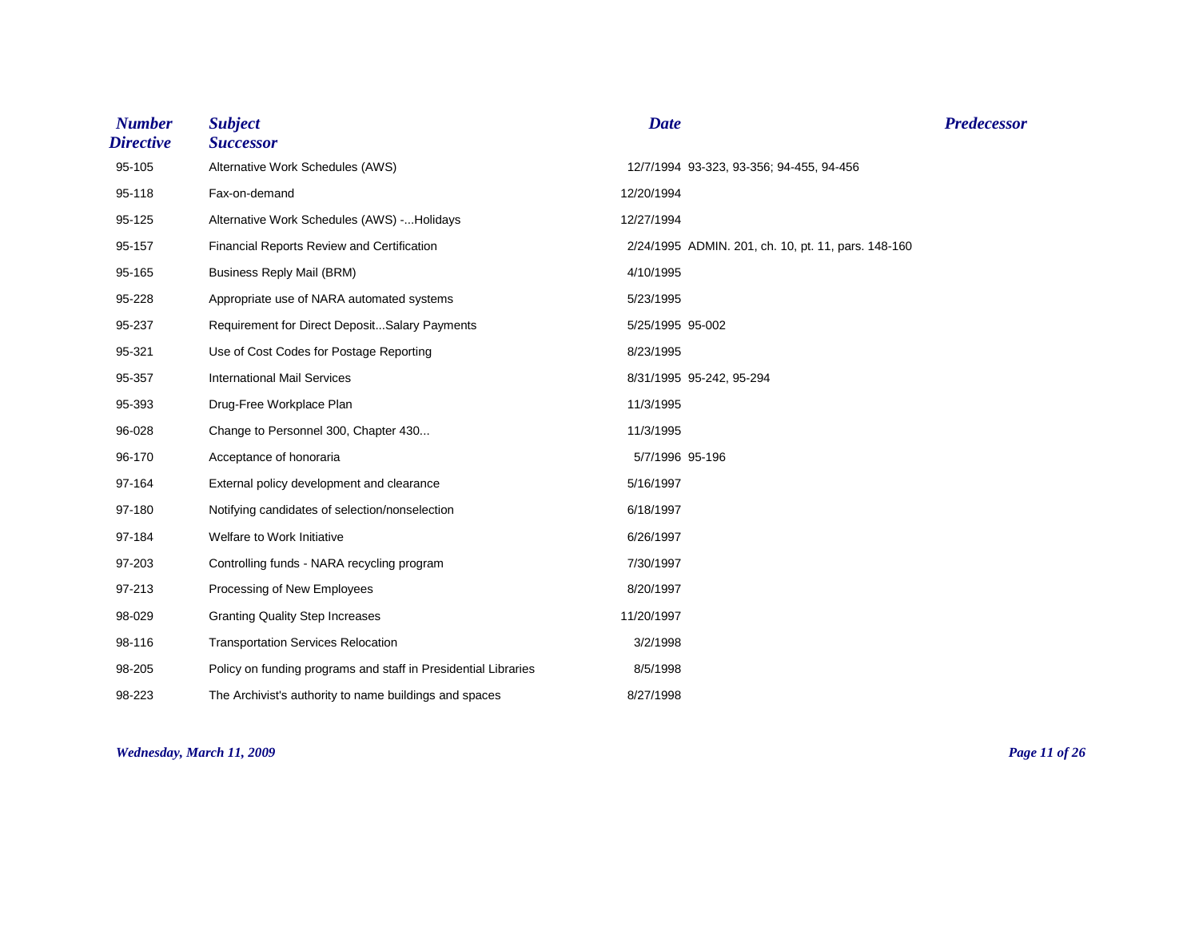| Number<br>Directive | Subject<br>Successor | Date | Predecessor |
|---|---|---|---|
| 95-105 | Alternative Work Schedules (AWS) | 12/7/1994 | 93-323, 93-356; 94-455, 94-456 |
| 95-118 | Fax-on-demand | 12/20/1994 | |
| 95-125 | Alternative Work Schedules (AWS) -...Holidays | 12/27/1994 | |
| 95-157 | Financial Reports Review and Certification | 2/24/1995 | ADMIN. 201, ch. 10, pt. 11, pars. 148-160 |
| 95-165 | Business Reply Mail (BRM) | 4/10/1995 | |
| 95-228 | Appropriate use of NARA automated systems | 5/23/1995 | |
| 95-237 | Requirement for Direct Deposit...Salary Payments | 5/25/1995 | 95-002 |
| 95-321 | Use of Cost Codes for Postage Reporting | 8/23/1995 | |
| 95-357 | International Mail Services | 8/31/1995 | 95-242, 95-294 |
| 95-393 | Drug-Free Workplace Plan | 11/3/1995 | |
| 96-028 | Change to Personnel 300, Chapter 430... | 11/3/1995 | |
| 96-170 | Acceptance of honoraria | 5/7/1996 | 95-196 |
| 97-164 | External policy development and clearance | 5/16/1997 | |
| 97-180 | Notifying candidates of selection/nonselection | 6/18/1997 | |
| 97-184 | Welfare to Work Initiative | 6/26/1997 | |
| 97-203 | Controlling funds - NARA recycling program | 7/30/1997 | |
| 97-213 | Processing of New Employees | 8/20/1997 | |
| 98-029 | Granting Quality Step Increases | 11/20/1997 | |
| 98-116 | Transportation Services Relocation | 3/2/1998 | |
| 98-205 | Policy on funding programs and staff in Presidential Libraries | 8/5/1998 | |
| 98-223 | The Archivist's authority to name buildings and spaces | 8/27/1998 | |

*Wednesday, March 11, 2009*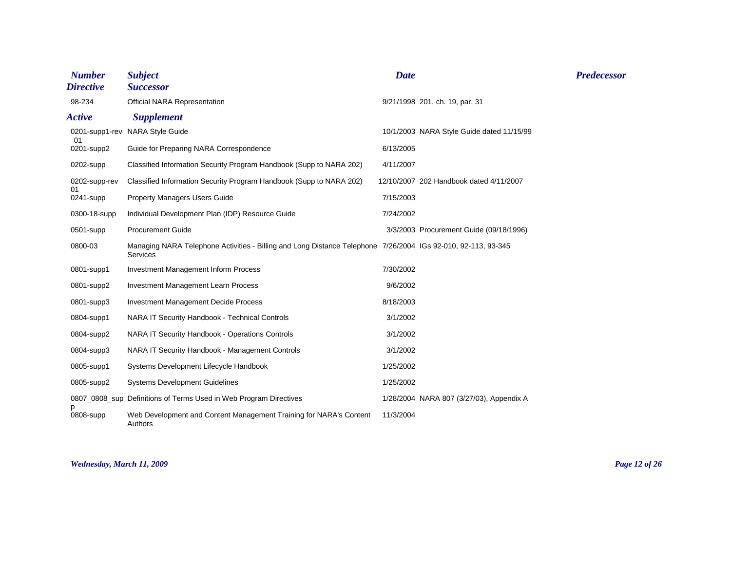| Number Directive | Subject Successor | Date | Predecessor |
|---|---|---|---|
| 98-234 | Official NARA Representation | 9/21/1998 | 201, ch. 19, par. 31 |
| ***Active*** | ***Supplement*** | | |
| 0201-supp1-rev 01 | NARA Style Guide | 10/1/2003 | NARA Style Guide dated 11/15/99 |
| 0201-supp2 | Guide for Preparing NARA Correspondence | 6/13/2005 | |
| 0202-supp | Classified Information Security Program Handbook (Supp to NARA 202) | 4/11/2007 | |
| 0202-supp-rev 01 | Classified Information Security Program Handbook (Supp to NARA 202) | 12/10/2007 | 202 Handbook dated 4/11/2007 |
| 0241-supp | Property Managers Users Guide | 7/15/2003 | |
| 0300-18-supp | Individual Development Plan (IDP) Resource Guide | 7/24/2002 | |
| 0501-supp | Procurement Guide | 3/3/2003 | Procurement Guide (09/18/1996) |
| 0800-03 | Managing NARA Telephone Activities - Billing and Long Distance Telephone Services | 7/26/2004 | IGs 92-010, 92-113, 93-345 |
| 0801-supp1 | Investment Management Inform Process | 7/30/2002 | |
| 0801-supp2 | Investment Management Learn Process | 9/6/2002 | |
| 0801-supp3 | Investment Management Decide Process | 8/18/2003 | |
| 0804-supp1 | NARA IT Security Handbook - Technical Controls | 3/1/2002 | |
| 0804-supp2 | NARA IT Security Handbook - Operations Controls | 3/1/2002 | |
| 0804-supp3 | NARA IT Security Handbook - Management Controls | 3/1/2002 | |
| 0805-supp1 | Systems Development Lifecycle Handbook | 1/25/2002 | |
| 0805-supp2 | Systems Development Guidelines | 1/25/2002 | |
| 0807_0808_supp | Definitions of Terms Used in Web Program Directives | 1/28/2004 | NARA 807 (3/27/03), Appendix A |
| 0808-supp | Web Development and Content Management Training for NARA's Content Authors | 11/3/2004 | |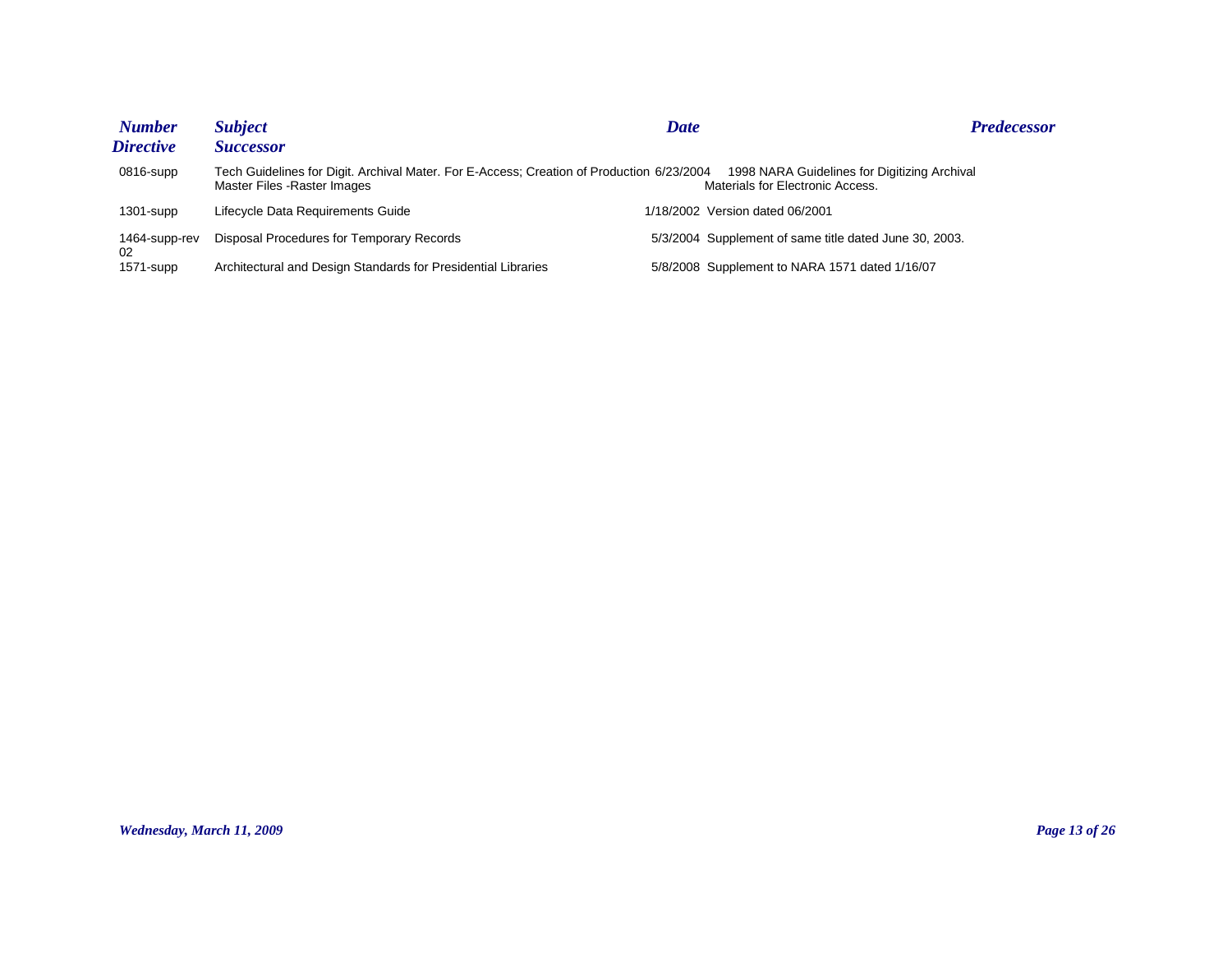| Number<br>Directive | Subject<br>Successor | Date | Predecessor |
| --- | --- | --- | --- |
| 0816-supp | Tech Guidelines for Digit. Archival Mater. For E-Access; Creation of Production Master Files -Raster Images | 6/23/2004 | 1998 NARA Guidelines for Digitizing Archival Materials for Electronic Access. |
| 1301-supp | Lifecycle Data Requirements Guide | 1/18/2002 | Version dated 06/2001 |
| 1464-supp-rev 02 | Disposal Procedures for Temporary Records | 5/3/2004 | Supplement of same title dated June 30, 2003. |
| 1571-supp | Architectural and Design Standards for Presidential Libraries | 5/8/2008 | Supplement to NARA 1571 dated 1/16/07 |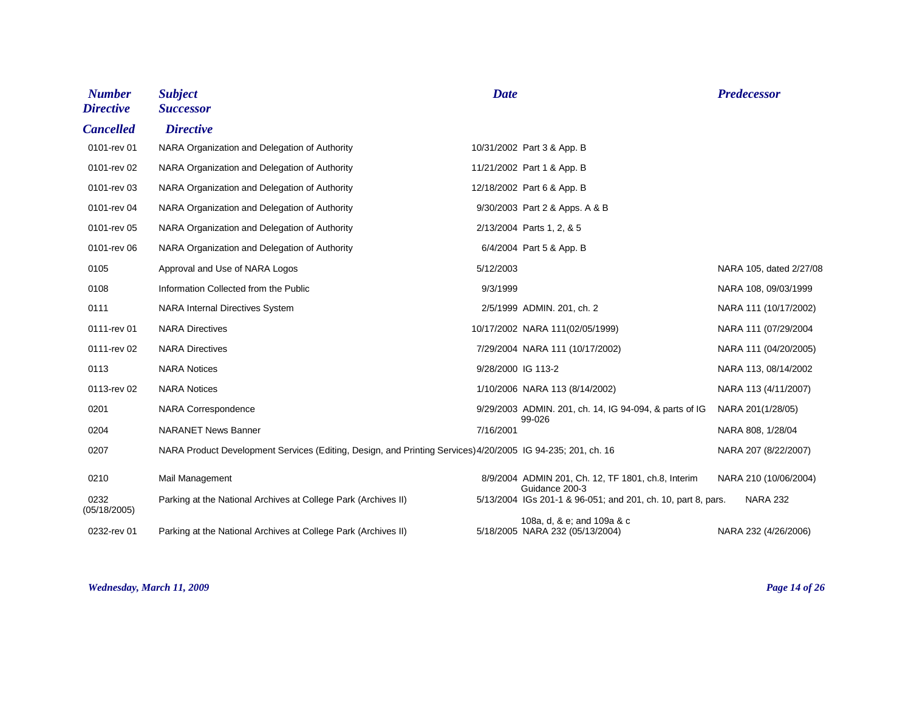| Number Directive Cancelled | Subject Successor Directive | Date | Predecessor |
|---|---|---|---|
| 0101-rev 01 | NARA Organization and Delegation of Authority | 10/31/2002 Part 3 & App. B | |
| 0101-rev 02 | NARA Organization and Delegation of Authority | 11/21/2002 Part 1 & App. B | |
| 0101-rev 03 | NARA Organization and Delegation of Authority | 12/18/2002 Part 6 & App. B | |
| 0101-rev 04 | NARA Organization and Delegation of Authority | 9/30/2003 Part 2 & Apps. A & B | |
| 0101-rev 05 | NARA Organization and Delegation of Authority | 2/13/2004 Parts 1, 2, & 5 | |
| 0101-rev 06 | NARA Organization and Delegation of Authority | 6/4/2004 Part 5 & App. B | |
| 0105 | Approval and Use of NARA Logos | 5/12/2003 | NARA 105, dated 2/27/08 |
| 0108 | Information Collected from the Public | 9/3/1999 | NARA 108, 09/03/1999 |
| 0111 | NARA Internal Directives System | 2/5/1999 ADMIN. 201, ch. 2 | NARA 111 (10/17/2002) |
| 0111-rev 01 | NARA Directives | 10/17/2002 NARA 111(02/05/1999) | NARA 111 (07/29/2004 |
| 0111-rev 02 | NARA Directives | 7/29/2004 NARA 111 (10/17/2002) | NARA 111 (04/20/2005) |
| 0113 | NARA Notices | 9/28/2000 IG 113-2 | NARA 113, 08/14/2002 |
| 0113-rev 02 | NARA Notices | 1/10/2006 NARA 113 (8/14/2002) | NARA 113 (4/11/2007) |
| 0201 | NARA Correspondence | 9/29/2003 ADMIN. 201, ch. 14, IG 94-094, & parts of IG 99-026 | NARA 201(1/28/05) |
| 0204 | NARANET News Banner | 7/16/2001 | NARA 808, 1/28/04 |
| 0207 | NARA Product Development Services (Editing, Design, and Printing Services) | 4/20/2005 IG 94-235; 201, ch. 16 | NARA 207 (8/22/2007) |
| 0210 | Mail Management | 8/9/2004 ADMIN 201, Ch. 12, TF 1801, ch.8, Interim Guidance 200-3 | NARA 210 (10/06/2004) |
| 0232 (05/18/2005) | Parking at the National Archives at College Park (Archives II) | 5/13/2004 IGs 201-1 & 96-051; and 201, ch. 10, part 8, pars. 108a, d, & e; and 109a & c | NARA 232 |
| 0232-rev 01 | Parking at the National Archives at College Park (Archives II) | 5/18/2005 NARA 232 (05/13/2004) | NARA 232 (4/26/2006) |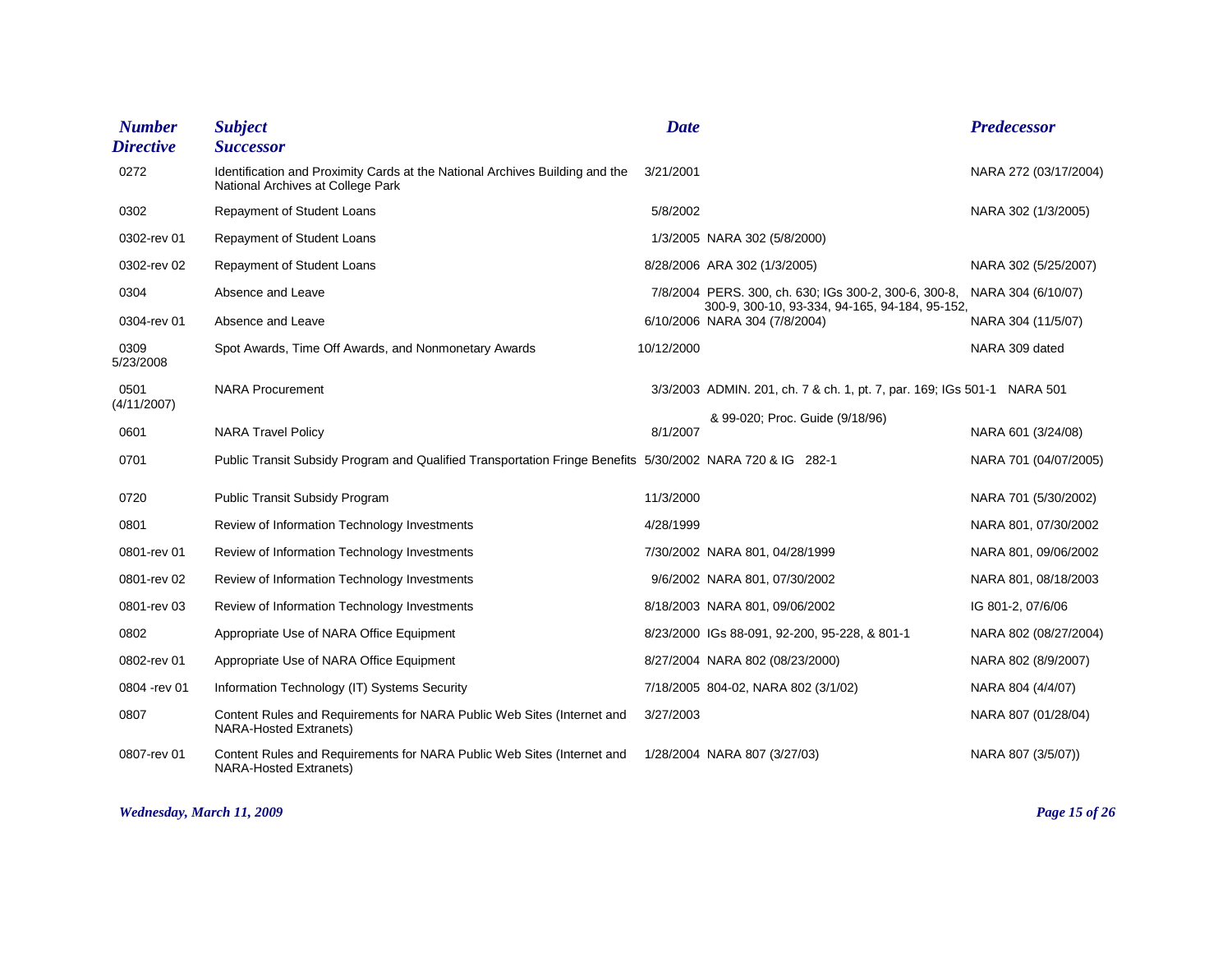| Number<br>Directive | Subject<br>Successor | Date | | Predecessor |
|---|---|---|---|---|
| 0272 | Identification and Proximity Cards at the National Archives Building and the National Archives at College Park | 3/21/2001 | | NARA 272 (03/17/2004) |
| 0302 | Repayment of Student Loans | 5/8/2002 | | NARA 302 (1/3/2005) |
| 0302-rev 01 | Repayment of Student Loans | 1/3/2005 | NARA 302 (5/8/2000) | |
| 0302-rev 02 | Repayment of Student Loans | 8/28/2006 | ARA 302 (1/3/2005) | NARA 302 (5/25/2007) |
| 0304 | Absence and Leave | 7/8/2004 | PERS. 300, ch. 630; IGs 300-2, 300-6, 300-8, 300-9, 300-10, 93-334, 94-165, 94-184, 95-152, | NARA 304 (6/10/07) |
| 0304-rev 01 | Absence and Leave | 6/10/2006 | NARA 304 (7/8/2004) | NARA 304 (11/5/07) |
| 0309<br>5/23/2008 | Spot Awards, Time Off Awards, and Nonmonetary Awards | 10/12/2000 | | NARA 309 dated |
| 0501<br>(4/11/2007) | NARA Procurement | 3/3/2003 | ADMIN. 201, ch. 7 & ch. 1, pt. 7, par. 169; IGs 501-1 & 99-020; Proc. Guide (9/18/96) | NARA 501 |
| 0601 | NARA Travel Policy | 8/1/2007 | | NARA 601 (3/24/08) |
| 0701 | Public Transit Subsidy Program and Qualified Transportation Fringe Benefits | 5/30/2002 | NARA 720 & IG 282-1 | NARA 701 (04/07/2005) |
| 0720 | Public Transit Subsidy Program | 11/3/2000 | | NARA 701 (5/30/2002) |
| 0801 | Review of Information Technology Investments | 4/28/1999 | | NARA 801, 07/30/2002 |
| 0801-rev 01 | Review of Information Technology Investments | 7/30/2002 | NARA 801, 04/28/1999 | NARA 801, 09/06/2002 |
| 0801-rev 02 | Review of Information Technology Investments | 9/6/2002 | NARA 801, 07/30/2002 | NARA 801, 08/18/2003 |
| 0801-rev 03 | Review of Information Technology Investments | 8/18/2003 | NARA 801, 09/06/2002 | IG 801-2, 07/6/06 |
| 0802 | Appropriate Use of NARA Office Equipment | 8/23/2000 | IGs 88-091, 92-200, 95-228, & 801-1 | NARA 802 (08/27/2004) |
| 0802-rev 01 | Appropriate Use of NARA Office Equipment | 8/27/2004 | NARA 802 (08/23/2000) | NARA 802 (8/9/2007) |
| 0804 -rev 01 | Information Technology (IT) Systems Security | 7/18/2005 | 804-02, NARA 802 (3/1/02) | NARA 804 (4/4/07) |
| 0807 | Content Rules and Requirements for NARA Public Web Sites (Internet and NARA-Hosted Extranets) | 3/27/2003 | | NARA 807 (01/28/04) |
| 0807-rev 01 | Content Rules and Requirements for NARA Public Web Sites (Internet and NARA-Hosted Extranets) | 1/28/2004 | NARA 807 (3/27/03) | NARA 807 (3/5/07)) |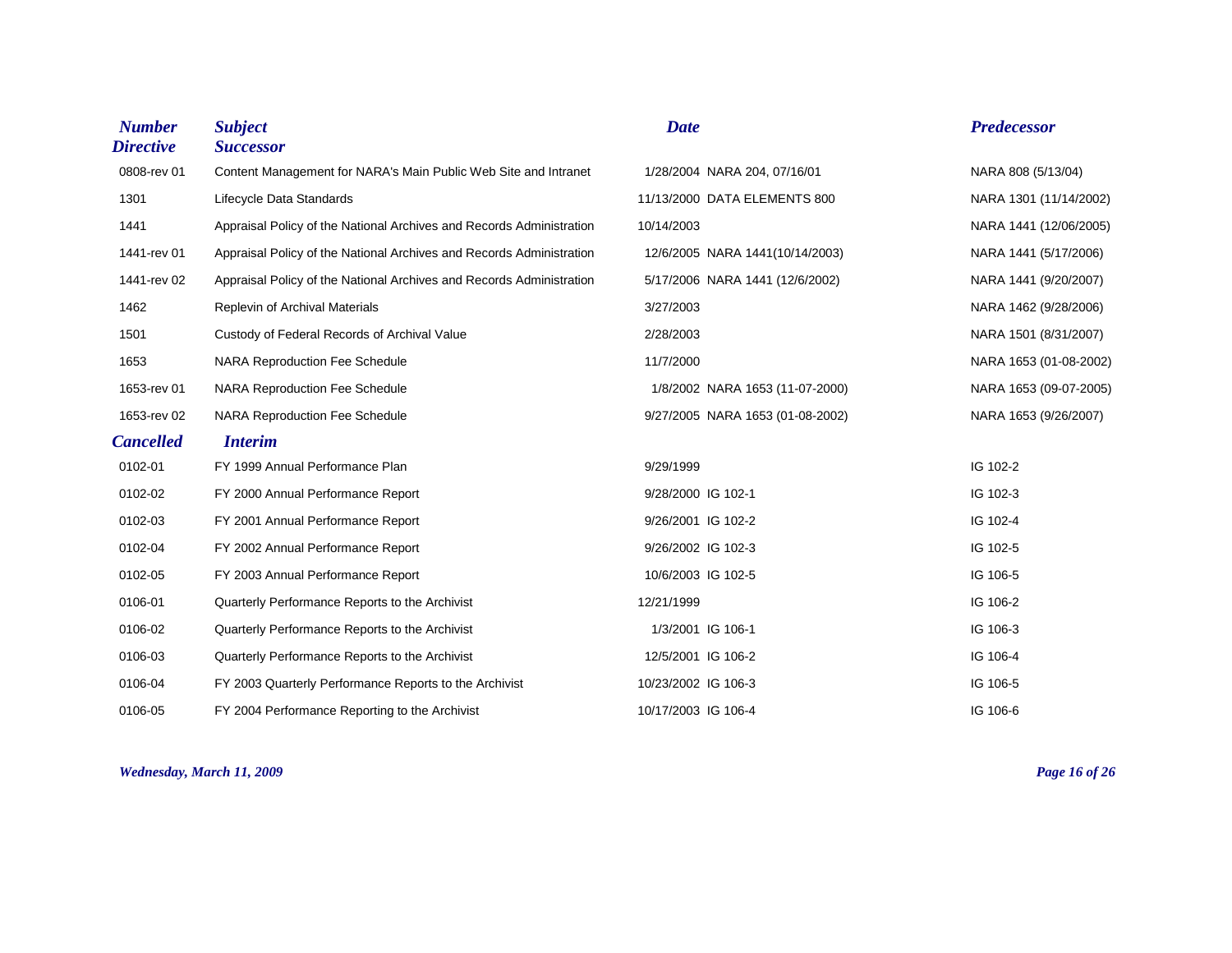| Number<br>Directive | Subject<br>Successor | Date | | Predecessor |
|---|---|---|---|---|
| 0808-rev 01 | Content Management for NARA's Main Public Web Site and Intranet | 1/28/2004 | NARA 204, 07/16/01 | NARA 808 (5/13/04) |
| 1301 | Lifecycle Data Standards | 11/13/2000 | DATA ELEMENTS 800 | NARA 1301 (11/14/2002) |
| 1441 | Appraisal Policy of the National Archives and Records Administration | 10/14/2003 | | NARA 1441 (12/06/2005) |
| 1441-rev 01 | Appraisal Policy of the National Archives and Records Administration | 12/6/2005 | NARA 1441(10/14/2003) | NARA 1441 (5/17/2006) |
| 1441-rev 02 | Appraisal Policy of the National Archives and Records Administration | 5/17/2006 | NARA 1441 (12/6/2002) | NARA 1441 (9/20/2007) |
| 1462 | Replevin of Archival Materials | 3/27/2003 | | NARA 1462 (9/28/2006) |
| 1501 | Custody of Federal Records of Archival Value | 2/28/2003 | | NARA 1501 (8/31/2007) |
| 1653 | NARA Reproduction Fee Schedule | 11/7/2000 | | NARA 1653 (01-08-2002) |
| 1653-rev 01 | NARA Reproduction Fee Schedule | 1/8/2002 | NARA 1653 (11-07-2000) | NARA 1653 (09-07-2005) |
| 1653-rev 02 | NARA Reproduction Fee Schedule | 9/27/2005 | NARA 1653 (01-08-2002) | NARA 1653 (9/26/2007) |
| **Cancelled** | **Interim** | | | |
| 0102-01 | FY 1999 Annual Performance Plan | 9/29/1999 | | IG 102-2 |
| 0102-02 | FY 2000 Annual Performance Report | 9/28/2000 | IG 102-1 | IG 102-3 |
| 0102-03 | FY 2001 Annual Performance Report | 9/26/2001 | IG 102-2 | IG 102-4 |
| 0102-04 | FY 2002 Annual Performance Report | 9/26/2002 | IG 102-3 | IG 102-5 |
| 0102-05 | FY 2003 Annual Performance Report | 10/6/2003 | IG 102-5 | IG 106-5 |
| 0106-01 | Quarterly Performance Reports to the Archivist | 12/21/1999 | | IG 106-2 |
| 0106-02 | Quarterly Performance Reports to the Archivist | 1/3/2001 | IG 106-1 | IG 106-3 |
| 0106-03 | Quarterly Performance Reports to the Archivist | 12/5/2001 | IG 106-2 | IG 106-4 |
| 0106-04 | FY 2003 Quarterly Performance Reports to the Archivist | 10/23/2002 | IG 106-3 | IG 106-5 |
| 0106-05 | FY 2004 Performance Reporting to the Archivist | 10/17/2003 | IG 106-4 | IG 106-6 |

*Wednesday, March 11, 2009*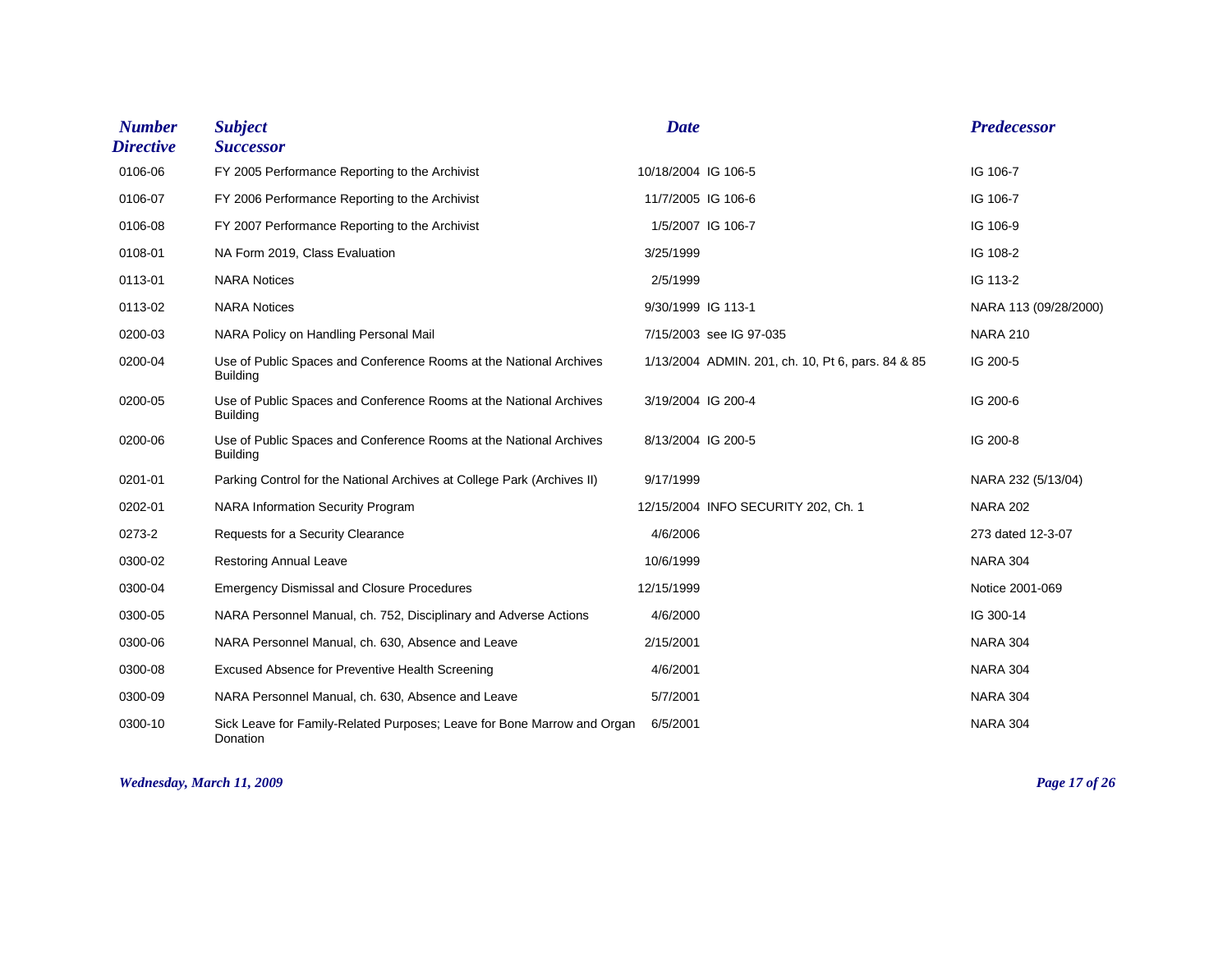| Number Directive | Subject Successor | Date | | Predecessor |
|---|---|---|---|---|
| 0106-06 | FY 2005 Performance Reporting to the Archivist | 10/18/2004 | IG 106-5 | IG 106-7 |
| 0106-07 | FY 2006 Performance Reporting to the Archivist | 11/7/2005 | IG 106-6 | IG 106-7 |
| 0106-08 | FY 2007 Performance Reporting to the Archivist | 1/5/2007 | IG 106-7 | IG 106-9 |
| 0108-01 | NA Form 2019, Class Evaluation | 3/25/1999 | | IG 108-2 |
| 0113-01 | NARA Notices | 2/5/1999 | | IG 113-2 |
| 0113-02 | NARA Notices | 9/30/1999 | IG 113-1 | NARA 113 (09/28/2000) |
| 0200-03 | NARA Policy on Handling Personal Mail | 7/15/2003 | see IG 97-035 | NARA 210 |
| 0200-04 | Use of Public Spaces and Conference Rooms at the National Archives Building | 1/13/2004 | ADMIN. 201, ch. 10, Pt 6, pars. 84 & 85 | IG 200-5 |
| 0200-05 | Use of Public Spaces and Conference Rooms at the National Archives Building | 3/19/2004 | IG 200-4 | IG 200-6 |
| 0200-06 | Use of Public Spaces and Conference Rooms at the National Archives Building | 8/13/2004 | IG 200-5 | IG 200-8 |
| 0201-01 | Parking Control for the National Archives at College Park (Archives II) | 9/17/1999 | | NARA 232 (5/13/04) |
| 0202-01 | NARA Information Security Program | 12/15/2004 | INFO SECURITY 202, Ch. 1 | NARA 202 |
| 0273-2 | Requests for a Security Clearance | 4/6/2006 | | 273 dated 12-3-07 |
| 0300-02 | Restoring Annual Leave | 10/6/1999 | | NARA 304 |
| 0300-04 | Emergency Dismissal and Closure Procedures | 12/15/1999 | | Notice 2001-069 |
| 0300-05 | NARA Personnel Manual, ch. 752, Disciplinary and Adverse Actions | 4/6/2000 | | IG 300-14 |
| 0300-06 | NARA Personnel Manual, ch. 630, Absence and Leave | 2/15/2001 | | NARA 304 |
| 0300-08 | Excused Absence for Preventive Health Screening | 4/6/2001 | | NARA 304 |
| 0300-09 | NARA Personnel Manual, ch. 630, Absence and Leave | 5/7/2001 | | NARA 304 |
| 0300-10 | Sick Leave for Family-Related Purposes; Leave for Bone Marrow and Organ Donation | 6/5/2001 | | NARA 304 |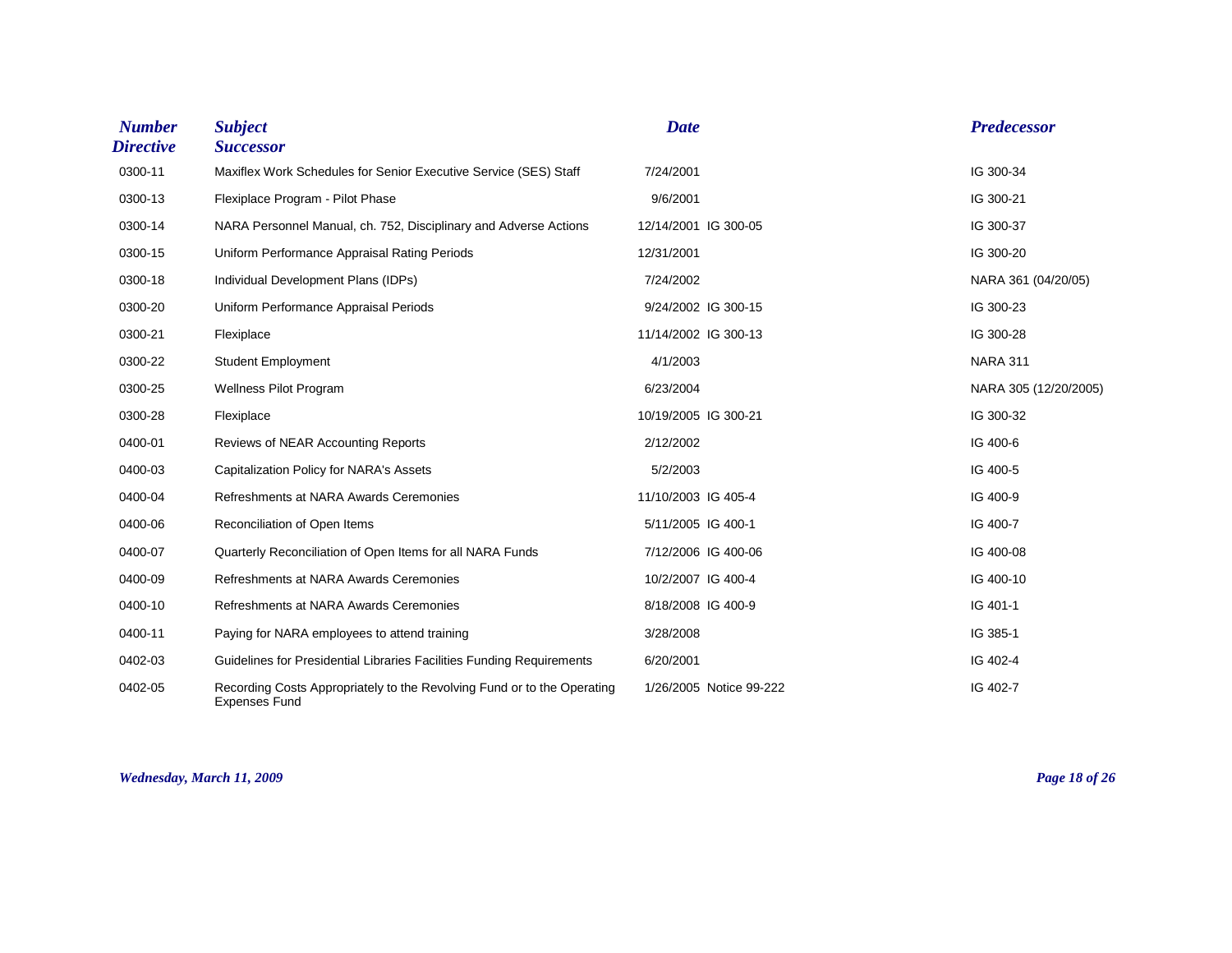| Number Directive | Subject Successor | Date | | Predecessor |
|---|---|---|---|---|
| 0300-11 | Maxiflex Work Schedules for Senior Executive Service (SES) Staff | 7/24/2001 | | IG 300-34 |
| 0300-13 | Flexiplace Program - Pilot Phase | 9/6/2001 | | IG 300-21 |
| 0300-14 | NARA Personnel Manual, ch. 752, Disciplinary and Adverse Actions | 12/14/2001 | IG 300-05 | IG 300-37 |
| 0300-15 | Uniform Performance Appraisal Rating Periods | 12/31/2001 | | IG 300-20 |
| 0300-18 | Individual Development Plans (IDPs) | 7/24/2002 | | NARA 361 (04/20/05) |
| 0300-20 | Uniform Performance Appraisal Periods | 9/24/2002 | IG 300-15 | IG 300-23 |
| 0300-21 | Flexiplace | 11/14/2002 | IG 300-13 | IG 300-28 |
| 0300-22 | Student Employment | 4/1/2003 | | NARA 311 |
| 0300-25 | Wellness Pilot Program | 6/23/2004 | | NARA 305 (12/20/2005) |
| 0300-28 | Flexiplace | 10/19/2005 | IG 300-21 | IG 300-32 |
| 0400-01 | Reviews of NEAR Accounting Reports | 2/12/2002 | | IG 400-6 |
| 0400-03 | Capitalization Policy for NARA's Assets | 5/2/2003 | | IG 400-5 |
| 0400-04 | Refreshments at NARA Awards Ceremonies | 11/10/2003 | IG 405-4 | IG 400-9 |
| 0400-06 | Reconciliation of Open Items | 5/11/2005 | IG 400-1 | IG 400-7 |
| 0400-07 | Quarterly Reconciliation of Open Items for all NARA Funds | 7/12/2006 | IG 400-06 | IG 400-08 |
| 0400-09 | Refreshments at NARA Awards Ceremonies | 10/2/2007 | IG 400-4 | IG 400-10 |
| 0400-10 | Refreshments at NARA Awards Ceremonies | 8/18/2008 | IG 400-9 | IG 401-1 |
| 0400-11 | Paying for NARA employees to attend training | 3/28/2008 | | IG 385-1 |
| 0402-03 | Guidelines for Presidential Libraries Facilities Funding Requirements | 6/20/2001 | | IG 402-4 |
| 0402-05 | Recording Costs Appropriately to the Revolving Fund or to the Operating Expenses Fund | 1/26/2005 | Notice 99-222 | IG 402-7 |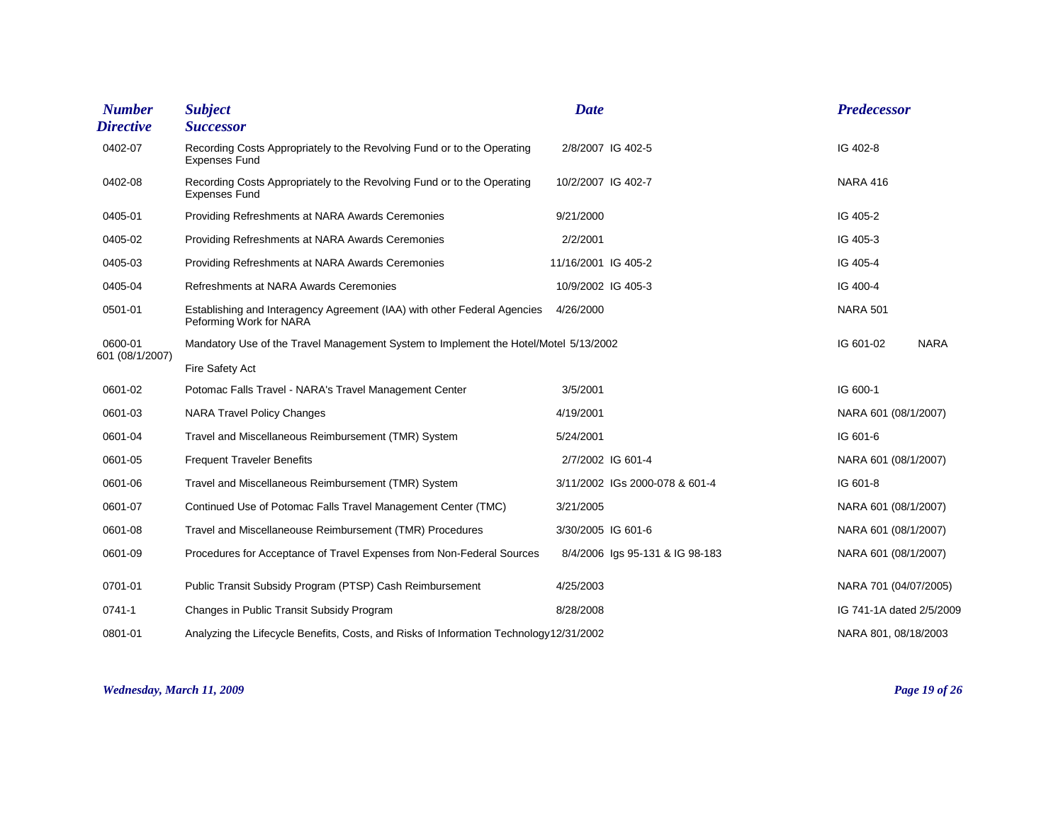| Number Directive | Subject Successor | Date | | Predecessor |
|---|---|---|---|---|
| 0402-07 | Recording Costs Appropriately to the Revolving Fund or to the Operating Expenses Fund | 2/8/2007 | IG 402-5 | IG 402-8 |
| 0402-08 | Recording Costs Appropriately to the Revolving Fund or to the Operating Expenses Fund | 10/2/2007 | IG 402-7 | NARA 416 |
| 0405-01 | Providing Refreshments at NARA Awards Ceremonies | 9/21/2000 | | IG 405-2 |
| 0405-02 | Providing Refreshments at NARA Awards Ceremonies | 2/2/2001 | | IG 405-3 |
| 0405-03 | Providing Refreshments at NARA Awards Ceremonies | 11/16/2001 | IG 405-2 | IG 405-4 |
| 0405-04 | Refreshments at NARA Awards Ceremonies | 10/9/2002 | IG 405-3 | IG 400-4 |
| 0501-01 | Establishing and Interagency Agreement (IAA) with other Federal Agencies Peforming Work for NARA | 4/26/2000 | | NARA 501 |
| 0600-01 601 (08/1/2007) | Mandatory Use of the Travel Management System to Implement the Hotel/Motel Fire Safety Act | 5/13/2002 | | IG 601-02 NARA |
| 0601-02 | Potomac Falls Travel - NARA's Travel Management Center | 3/5/2001 | | IG 600-1 |
| 0601-03 | NARA Travel Policy Changes | 4/19/2001 | | NARA 601 (08/1/2007) |
| 0601-04 | Travel and Miscellaneous Reimbursement (TMR) System | 5/24/2001 | | IG 601-6 |
| 0601-05 | Frequent Traveler Benefits | 2/7/2002 | IG 601-4 | NARA 601 (08/1/2007) |
| 0601-06 | Travel and Miscellaneous Reimbursement (TMR) System | 3/11/2002 | IGs 2000-078 & 601-4 | IG 601-8 |
| 0601-07 | Continued Use of Potomac Falls Travel Management Center (TMC) | 3/21/2005 | | NARA 601 (08/1/2007) |
| 0601-08 | Travel and Miscellaneouse Reimbursement (TMR) Procedures | 3/30/2005 | IG 601-6 | NARA 601 (08/1/2007) |
| 0601-09 | Procedures for Acceptance of Travel Expenses from Non-Federal Sources | 8/4/2006 | Igs 95-131 & IG 98-183 | NARA 601 (08/1/2007) |
| 0701-01 | Public Transit Subsidy Program (PTSP) Cash Reimbursement | 4/25/2003 | | NARA 701 (04/07/2005) |
| 0741-1 | Changes in Public Transit Subsidy Program | 8/28/2008 | | IG 741-1A dated 2/5/2009 |
| 0801-01 | Analyzing the Lifecycle Benefits, Costs, and Risks of Information Technology | 12/31/2002 | | NARA 801, 08/18/2003 |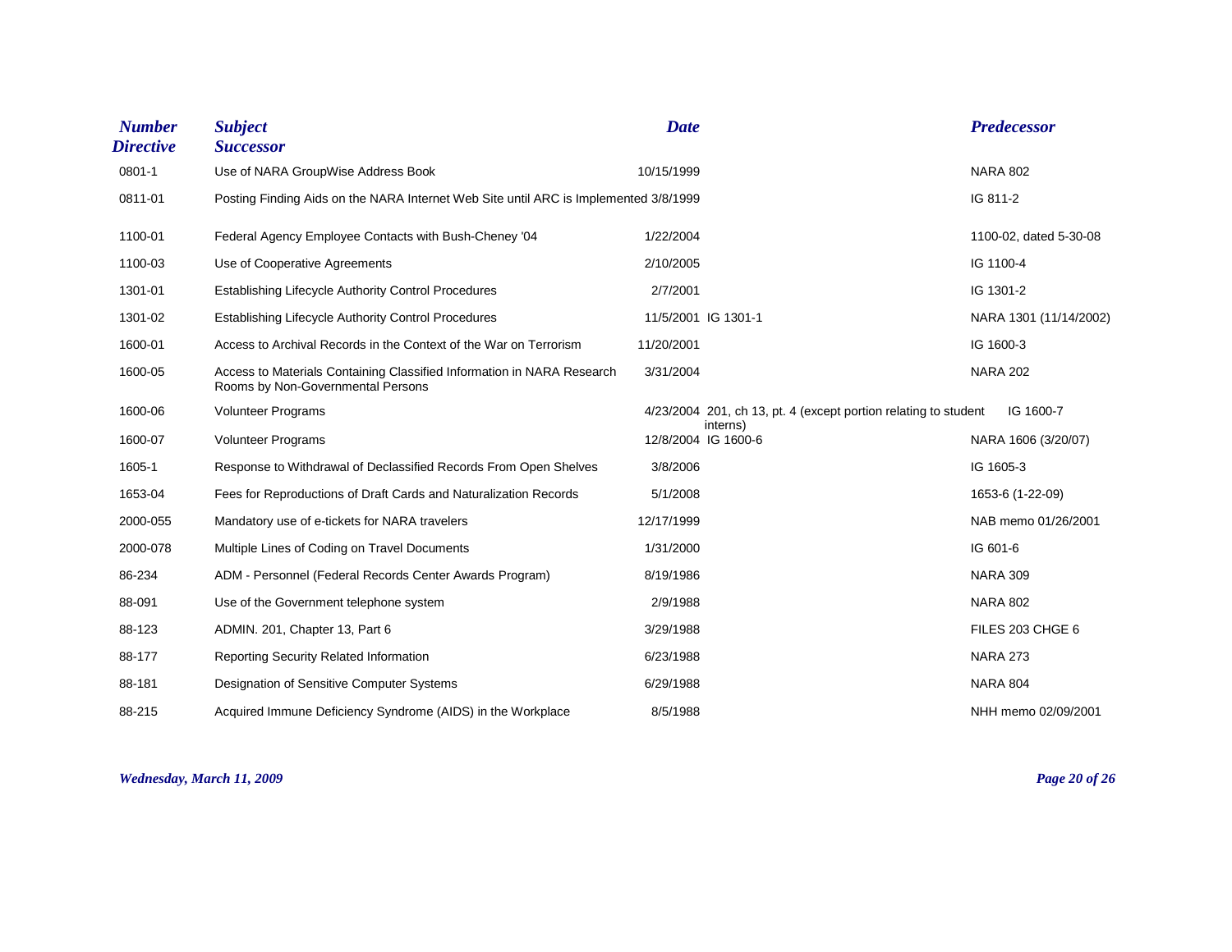| Number Directive | Subject Successor | Date | | Predecessor |
|---|---|---|---|---|
| 0801-1 | Use of NARA GroupWise Address Book | 10/15/1999 | | NARA 802 |
| 0811-01 | Posting Finding Aids on the NARA Internet Web Site until ARC is Implemented | 3/8/1999 | | IG 811-2 |
| 1100-01 | Federal Agency Employee Contacts with Bush-Cheney '04 | 1/22/2004 | | 1100-02, dated 5-30-08 |
| 1100-03 | Use of Cooperative Agreements | 2/10/2005 | | IG 1100-4 |
| 1301-01 | Establishing Lifecycle Authority Control Procedures | 2/7/2001 | | IG 1301-2 |
| 1301-02 | Establishing Lifecycle Authority Control Procedures | 11/5/2001 | IG 1301-1 | NARA 1301 (11/14/2002) |
| 1600-01 | Access to Archival Records in the Context of the War on Terrorism | 11/20/2001 | | IG 1600-3 |
| 1600-05 | Access to Materials Containing Classified Information in NARA Research Rooms by Non-Governmental Persons | 3/31/2004 | | NARA 202 |
| 1600-06 | Volunteer Programs | 4/23/2004 | 201, ch 13, pt. 4 (except portion relating to student interns) | IG 1600-7 |
| 1600-07 | Volunteer Programs | 12/8/2004 | IG 1600-6 | NARA 1606 (3/20/07) |
| 1605-1 | Response to Withdrawal of Declassified Records From Open Shelves | 3/8/2006 | | IG 1605-3 |
| 1653-04 | Fees for Reproductions of Draft Cards and Naturalization Records | 5/1/2008 | | 1653-6 (1-22-09) |
| 2000-055 | Mandatory use of e-tickets for NARA travelers | 12/17/1999 | | NAB memo 01/26/2001 |
| 2000-078 | Multiple Lines of Coding on Travel Documents | 1/31/2000 | | IG 601-6 |
| 86-234 | ADM - Personnel (Federal Records Center Awards Program) | 8/19/1986 | | NARA 309 |
| 88-091 | Use of the Government telephone system | 2/9/1988 | | NARA 802 |
| 88-123 | ADMIN. 201, Chapter 13, Part 6 | 3/29/1988 | | FILES 203 CHGE 6 |
| 88-177 | Reporting Security Related Information | 6/23/1988 | | NARA 273 |
| 88-181 | Designation of Sensitive Computer Systems | 6/29/1988 | | NARA 804 |
| 88-215 | Acquired Immune Deficiency Syndrome (AIDS) in the Workplace | 8/5/1988 | | NHH memo 02/09/2001 |

*Wednesday, March 11, 2009*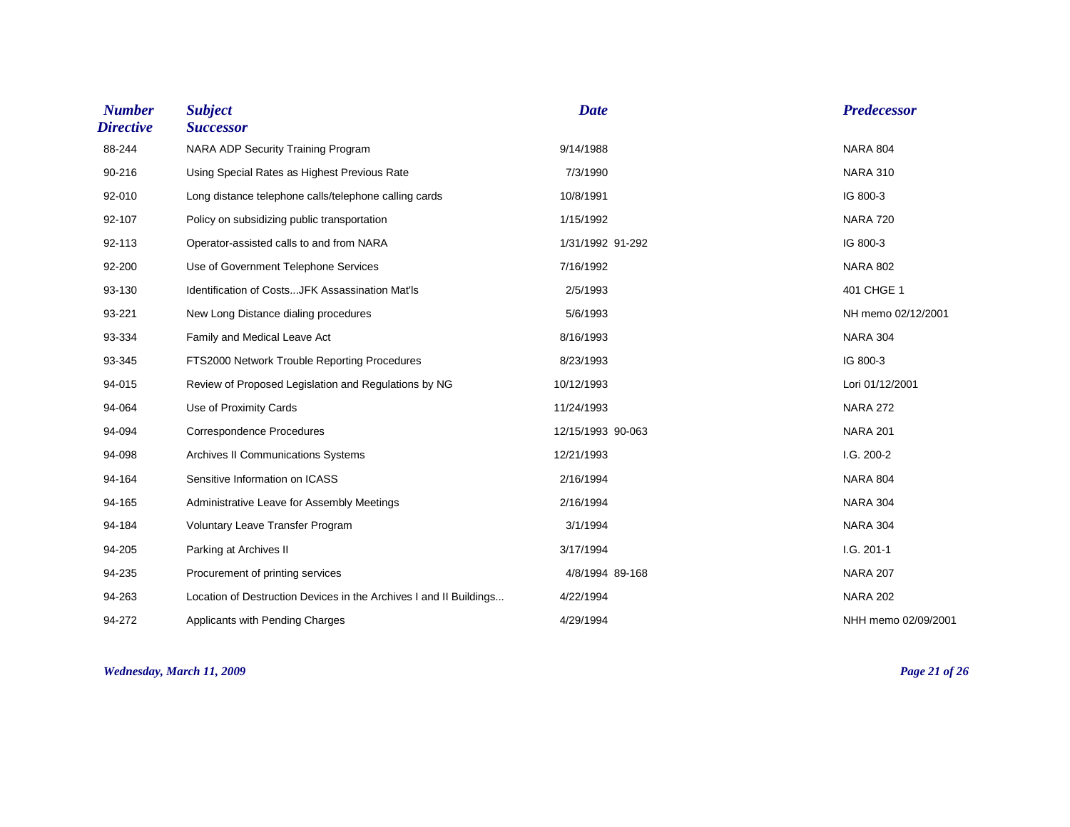| Number Directive | Subject Successor | Date | | Predecessor |
|---|---|---|---|---|
| 88-244 | NARA ADP Security Training Program | 9/14/1988 | | NARA 804 |
| 90-216 | Using Special Rates as Highest Previous Rate | 7/3/1990 | | NARA 310 |
| 92-010 | Long distance telephone calls/telephone calling cards | 10/8/1991 | | IG 800-3 |
| 92-107 | Policy on subsidizing public transportation | 1/15/1992 | | NARA 720 |
| 92-113 | Operator-assisted calls to and from NARA | 1/31/1992 | 91-292 | IG 800-3 |
| 92-200 | Use of Government Telephone Services | 7/16/1992 | | NARA 802 |
| 93-130 | Identification of Costs...JFK Assassination Mat'ls | 2/5/1993 | | 401 CHGE 1 |
| 93-221 | New Long Distance dialing procedures | 5/6/1993 | | NH memo 02/12/2001 |
| 93-334 | Family and Medical Leave Act | 8/16/1993 | | NARA 304 |
| 93-345 | FTS2000 Network Trouble Reporting Procedures | 8/23/1993 | | IG 800-3 |
| 94-015 | Review of Proposed Legislation and Regulations by NG | 10/12/1993 | | Lori 01/12/2001 |
| 94-064 | Use of Proximity Cards | 11/24/1993 | | NARA 272 |
| 94-094 | Correspondence Procedures | 12/15/1993 | 90-063 | NARA 201 |
| 94-098 | Archives II Communications Systems | 12/21/1993 | | I.G. 200-2 |
| 94-164 | Sensitive Information on ICASS | 2/16/1994 | | NARA 804 |
| 94-165 | Administrative Leave for Assembly Meetings | 2/16/1994 | | NARA 304 |
| 94-184 | Voluntary Leave Transfer Program | 3/1/1994 | | NARA 304 |
| 94-205 | Parking at Archives II | 3/17/1994 | | I.G. 201-1 |
| 94-235 | Procurement of printing services | 4/8/1994 | 89-168 | NARA 207 |
| 94-263 | Location of Destruction Devices in the Archives I and II Buildings... | 4/22/1994 | | NARA 202 |
| 94-272 | Applicants with Pending Charges | 4/29/1994 | | NHH memo 02/09/2001 |

*Wednesday, March 11, 2009*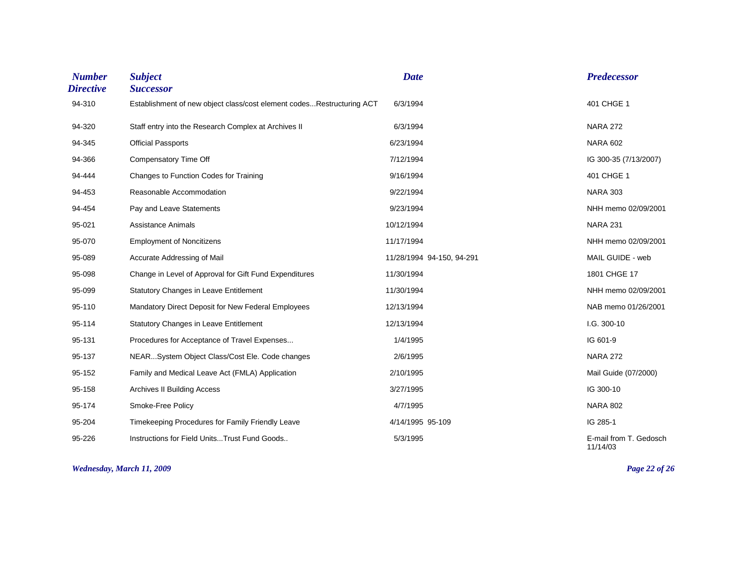| Number Directive | Subject Successor | Date | | Predecessor |
|---|---|---|---|---|
| 94-310 | Establishment of new object class/cost element codes...Restructuring ACT | 6/3/1994 | | 401 CHGE 1 |
| 94-320 | Staff entry into the Research Complex at Archives II | 6/3/1994 | | NARA 272 |
| 94-345 | Official Passports | 6/23/1994 | | NARA 602 |
| 94-366 | Compensatory Time Off | 7/12/1994 | | IG 300-35 (7/13/2007) |
| 94-444 | Changes to Function Codes for Training | 9/16/1994 | | 401 CHGE 1 |
| 94-453 | Reasonable Accommodation | 9/22/1994 | | NARA 303 |
| 94-454 | Pay and Leave Statements | 9/23/1994 | | NHH memo 02/09/2001 |
| 95-021 | Assistance Animals | 10/12/1994 | | NARA 231 |
| 95-070 | Employment of Noncitizens | 11/17/1994 | | NHH memo 02/09/2001 |
| 95-089 | Accurate Addressing of Mail | 11/28/1994 | 94-150, 94-291 | MAIL GUIDE - web |
| 95-098 | Change in Level of Approval for Gift Fund Expenditures | 11/30/1994 | | 1801 CHGE 17 |
| 95-099 | Statutory Changes in Leave Entitlement | 11/30/1994 | | NHH memo 02/09/2001 |
| 95-110 | Mandatory Direct Deposit for New Federal Employees | 12/13/1994 | | NAB memo 01/26/2001 |
| 95-114 | Statutory Changes in Leave Entitlement | 12/13/1994 | | I.G. 300-10 |
| 95-131 | Procedures for Acceptance of Travel Expenses... | 1/4/1995 | | IG 601-9 |
| 95-137 | NEAR...System Object Class/Cost Ele. Code changes | 2/6/1995 | | NARA 272 |
| 95-152 | Family and Medical Leave Act (FMLA) Application | 2/10/1995 | | Mail Guide (07/2000) |
| 95-158 | Archives II Building Access | 3/27/1995 | | IG 300-10 |
| 95-174 | Smoke-Free Policy | 4/7/1995 | | NARA 802 |
| 95-204 | Timekeeping Procedures for Family Friendly Leave | 4/14/1995 | 95-109 | IG 285-1 |
| 95-226 | Instructions for Field Units...Trust Fund Goods.. | 5/3/1995 | | E-mail from T. Gedosch 11/14/03 |

*Wednesday, March 11, 2009*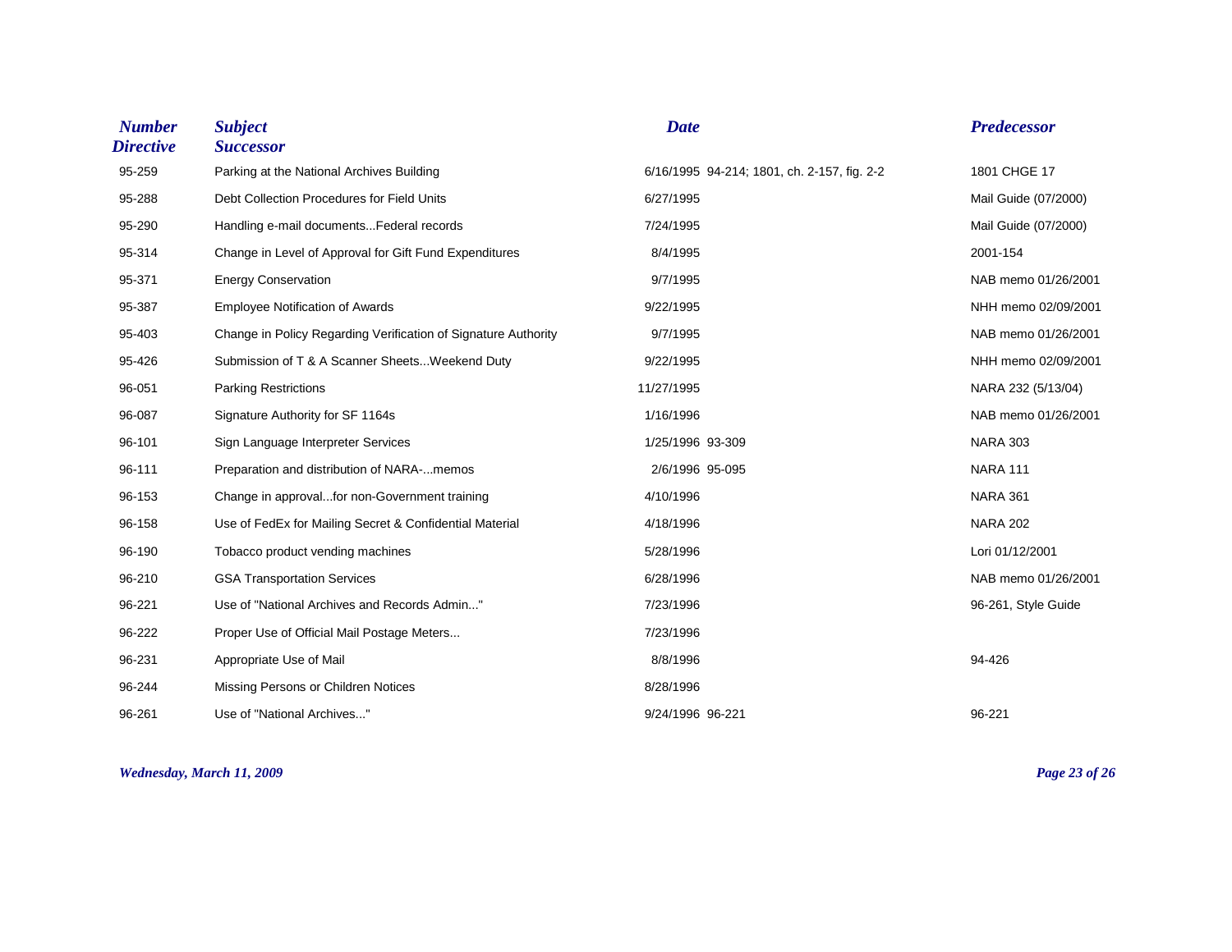| Number Directive | Subject Successor | Date | | Predecessor |
| --- | --- | --- | --- | --- |
| 95-259 | Parking at the National Archives Building | 6/16/1995 | 94-214; 1801, ch. 2-157, fig. 2-2 | 1801 CHGE 17 |
| 95-288 | Debt Collection Procedures for Field Units | 6/27/1995 | | Mail Guide (07/2000) |
| 95-290 | Handling e-mail documents...Federal records | 7/24/1995 | | Mail Guide (07/2000) |
| 95-314 | Change in Level of Approval for Gift Fund Expenditures | 8/4/1995 | | 2001-154 |
| 95-371 | Energy Conservation | 9/7/1995 | | NAB memo 01/26/2001 |
| 95-387 | Employee Notification of Awards | 9/22/1995 | | NHH memo 02/09/2001 |
| 95-403 | Change in Policy Regarding Verification of Signature Authority | 9/7/1995 | | NAB memo 01/26/2001 |
| 95-426 | Submission of T & A Scanner Sheets...Weekend Duty | 9/22/1995 | | NHH memo 02/09/2001 |
| 96-051 | Parking Restrictions | 11/27/1995 | | NARA 232 (5/13/04) |
| 96-087 | Signature Authority for SF 1164s | 1/16/1996 | | NAB memo 01/26/2001 |
| 96-101 | Sign Language Interpreter Services | 1/25/1996 | 93-309 | NARA 303 |
| 96-111 | Preparation and distribution of NARA-...memos | 2/6/1996 | 95-095 | NARA 111 |
| 96-153 | Change in approval...for non-Government training | 4/10/1996 | | NARA 361 |
| 96-158 | Use of FedEx for Mailing Secret & Confidential Material | 4/18/1996 | | NARA 202 |
| 96-190 | Tobacco product vending machines | 5/28/1996 | | Lori 01/12/2001 |
| 96-210 | GSA Transportation Services | 6/28/1996 | | NAB memo 01/26/2001 |
| 96-221 | Use of "National Archives and Records Admin..." | 7/23/1996 | | 96-261, Style Guide |
| 96-222 | Proper Use of Official Mail Postage Meters... | 7/23/1996 | | |
| 96-231 | Appropriate Use of Mail | 8/8/1996 | | 94-426 |
| 96-244 | Missing Persons or Children Notices | 8/28/1996 | | |
| 96-261 | Use of "National Archives..." | 9/24/1996 | 96-221 | 96-221 |

*Wednesday, March 11, 2009*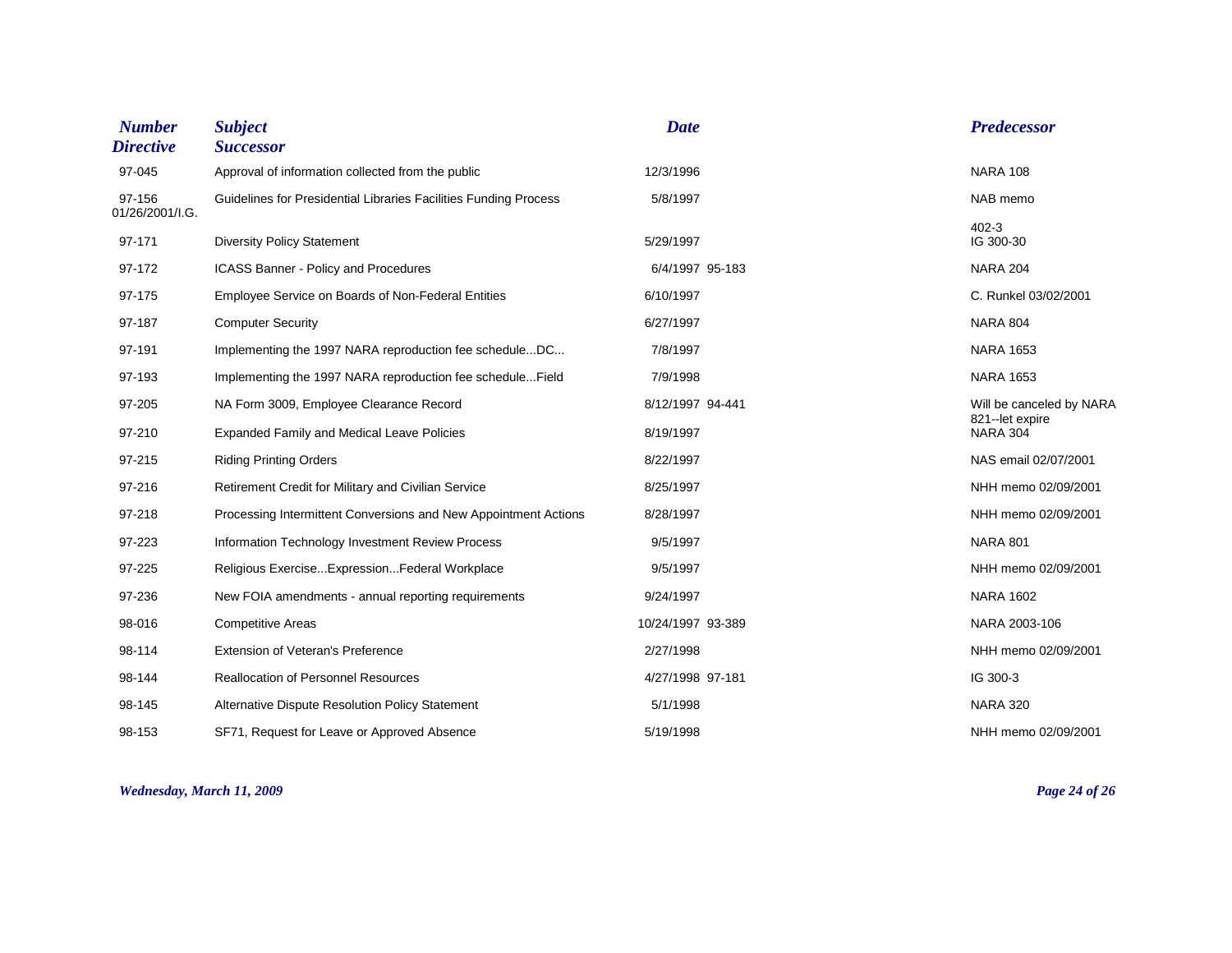| Number Directive | Subject Successor | Date | | Predecessor |
|---|---|---|---|---|
| 97-045 | Approval of information collected from the public | 12/3/1996 | | NARA 108 |
| 97-156 01/26/2001/I.G. | Guidelines for Presidential Libraries Facilities Funding Process | 5/8/1997 | | NAB memo |
| 97-171 | Diversity Policy Statement | 5/29/1997 | | 402-3 IG 300-30 |
| 97-172 | ICASS Banner - Policy and Procedures | 6/4/1997 | 95-183 | NARA 204 |
| 97-175 | Employee Service on Boards of Non-Federal Entities | 6/10/1997 | | C. Runkel 03/02/2001 |
| 97-187 | Computer Security | 6/27/1997 | | NARA 804 |
| 97-191 | Implementing the 1997 NARA reproduction fee schedule...DC... | 7/8/1997 | | NARA 1653 |
| 97-193 | Implementing the 1997 NARA reproduction fee schedule...Field | 7/9/1998 | | NARA 1653 |
| 97-205 | NA Form 3009, Employee Clearance Record | 8/12/1997 | 94-441 | Will be canceled by NARA 821--let expire |
| 97-210 | Expanded Family and Medical Leave Policies | 8/19/1997 | | NARA 304 |
| 97-215 | Riding Printing Orders | 8/22/1997 | | NAS email 02/07/2001 |
| 97-216 | Retirement Credit for Military and Civilian Service | 8/25/1997 | | NHH memo 02/09/2001 |
| 97-218 | Processing Intermittent Conversions and New Appointment Actions | 8/28/1997 | | NHH memo 02/09/2001 |
| 97-223 | Information Technology Investment Review Process | 9/5/1997 | | NARA 801 |
| 97-225 | Religious Exercise...Expression...Federal Workplace | 9/5/1997 | | NHH memo 02/09/2001 |
| 97-236 | New FOIA amendments - annual reporting requirements | 9/24/1997 | | NARA 1602 |
| 98-016 | Competitive Areas | 10/24/1997 | 93-389 | NARA 2003-106 |
| 98-114 | Extension of Veteran's Preference | 2/27/1998 | | NHH memo 02/09/2001 |
| 98-144 | Reallocation of Personnel Resources | 4/27/1998 | 97-181 | IG 300-3 |
| 98-145 | Alternative Dispute Resolution Policy Statement | 5/1/1998 | | NARA 320 |
| 98-153 | SF71, Request for Leave or Approved Absence | 5/19/1998 | | NHH memo 02/09/2001 |

*Wednesday, March 11, 2009*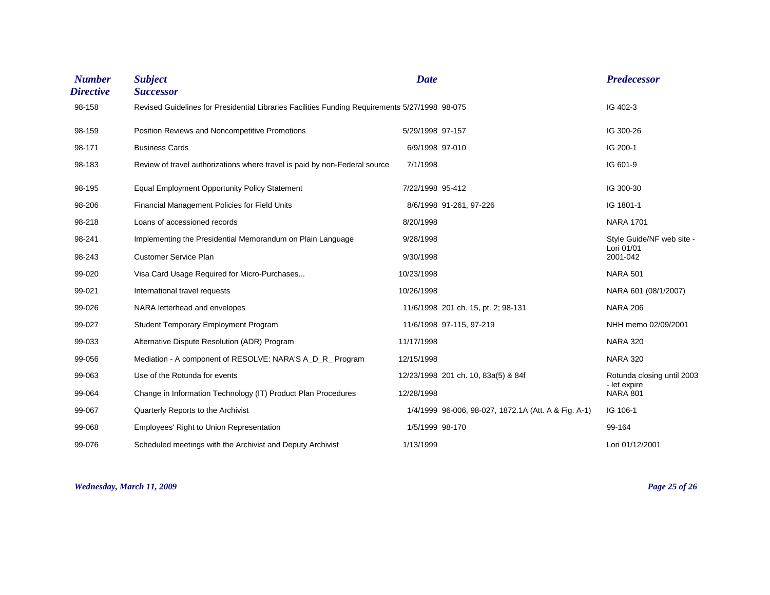| Number Directive | Subject Successor | Date | | Predecessor |
|---|---|---|---|---|
| 98-158 | Revised Guidelines for Presidential Libraries Facilities Funding Requirements | 5/27/1998 | 98-075 | IG 402-3 |
| 98-159 | Position Reviews and Noncompetitive Promotions | 5/29/1998 | 97-157 | IG 300-26 |
| 98-171 | Business Cards | 6/9/1998 | 97-010 | IG 200-1 |
| 98-183 | Review of travel authorizations where travel is paid by non-Federal source | 7/1/1998 | | IG 601-9 |
| 98-195 | Equal Employment Opportunity Policy Statement | 7/22/1998 | 95-412 | IG 300-30 |
| 98-206 | Financial Management Policies for Field Units | 8/6/1998 | 91-261, 97-226 | IG 1801-1 |
| 98-218 | Loans of accessioned records | 8/20/1998 | | NARA 1701 |
| 98-241 | Implementing the Presidential Memorandum on Plain Language | 9/28/1998 | | Style Guide/NF web site - Lori 01/01 |
| 98-243 | Customer Service Plan | 9/30/1998 | | 2001-042 |
| 99-020 | Visa Card Usage Required for Micro-Purchases... | 10/23/1998 | | NARA 501 |
| 99-021 | International travel requests | 10/26/1998 | | NARA 601 (08/1/2007) |
| 99-026 | NARA letterhead and envelopes | 11/6/1998 | 201 ch. 15, pt. 2; 98-131 | NARA 206 |
| 99-027 | Student Temporary Employment Program | 11/6/1998 | 97-115, 97-219 | NHH memo 02/09/2001 |
| 99-033 | Alternative Dispute Resolution (ADR) Program | 11/17/1998 | | NARA 320 |
| 99-056 | Mediation - A component of RESOLVE: NARA'S A_D_R_ Program | 12/15/1998 | | NARA 320 |
| 99-063 | Use of the Rotunda for events | 12/23/1998 | 201 ch. 10, 83a(5) & 84f | Rotunda closing until 2003 - let expire |
| 99-064 | Change in Information Technology (IT) Product Plan Procedures | 12/28/1998 | | NARA 801 |
| 99-067 | Quarterly Reports to the Archivist | 1/4/1999 | 96-006, 98-027, 1872.1A (Att. A & Fig. A-1) | IG 106-1 |
| 99-068 | Employees' Right to Union Representation | 1/5/1999 | 98-170 | 99-164 |
| 99-076 | Scheduled meetings with the Archivist and Deputy Archivist | 1/13/1999 | | Lori 01/12/2001 |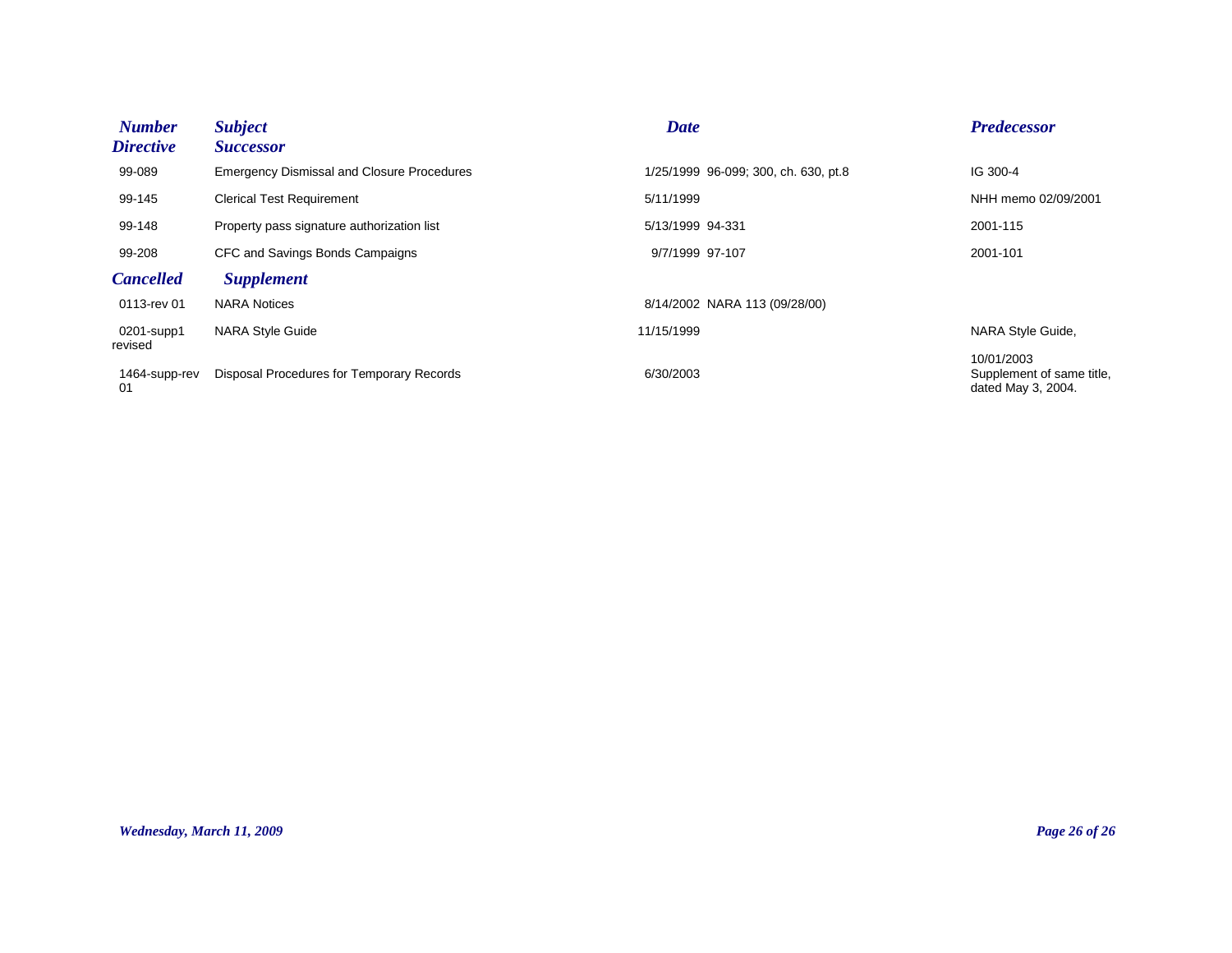| Number Directive | Subject Successor | Date | | Predecessor |
|---|---|---|---|---|
| 99-089 | Emergency Dismissal and Closure Procedures | 1/25/1999 | 96-099; 300, ch. 630, pt.8 | IG 300-4 |
| 99-145 | Clerical Test Requirement | 5/11/1999 | | NHH memo 02/09/2001 |
| 99-148 | Property pass signature authorization list | 5/13/1999 | 94-331 | 2001-115 |
| 99-208 | CFC and Savings Bonds Campaigns | 9/7/1999 | 97-107 | 2001-101 |
| ***Cancelled*** | ***Supplement*** | | | |
| 0113-rev 01 | NARA Notices | 8/14/2002 | NARA 113 (09/28/00) | |
| 0201-supp1 revised | NARA Style Guide | 11/15/1999 | | NARA Style Guide, 10/01/2003 |
| 1464-supp-rev 01 | Disposal Procedures for Temporary Records | 6/30/2003 | | Supplement of same title, dated May 3, 2004. |